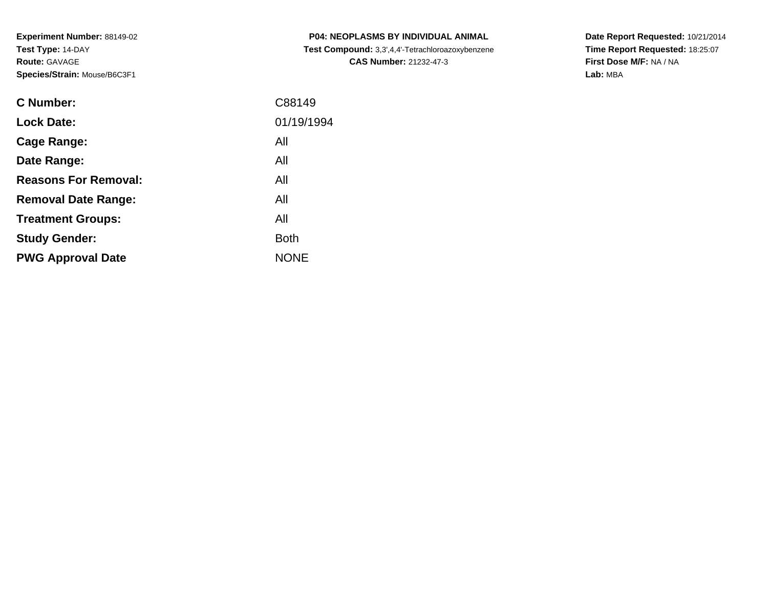**Experiment Number:** 88149-02
**Test Type:** 14-DAY
**Route:** GAVAGE
**Species/Strain:** Mouse/B6C3F1

**P04: NEOPLASMS BY INDIVIDUAL ANIMAL**
**Test Compound:** 3,3',4,4'-Tetrachloroazoxybenzene
**CAS Number:** 21232-47-3

**Date Report Requested:** 10/21/2014
**Time Report Requested:** 18:25:07
**First Dose M/F:** NA / NA
**Lab:** MBA

| | |
|---|---|
| **C Number:** | C88149 |
| **Lock Date:** | 01/19/1994 |
| **Cage Range:** | All |
| **Date Range:** | All |
| **Reasons For Removal:** | All |
| **Removal Date Range:** | All |
| **Treatment Groups:** | All |
| **Study Gender:** | Both |
| **PWG Approval Date** | NONE |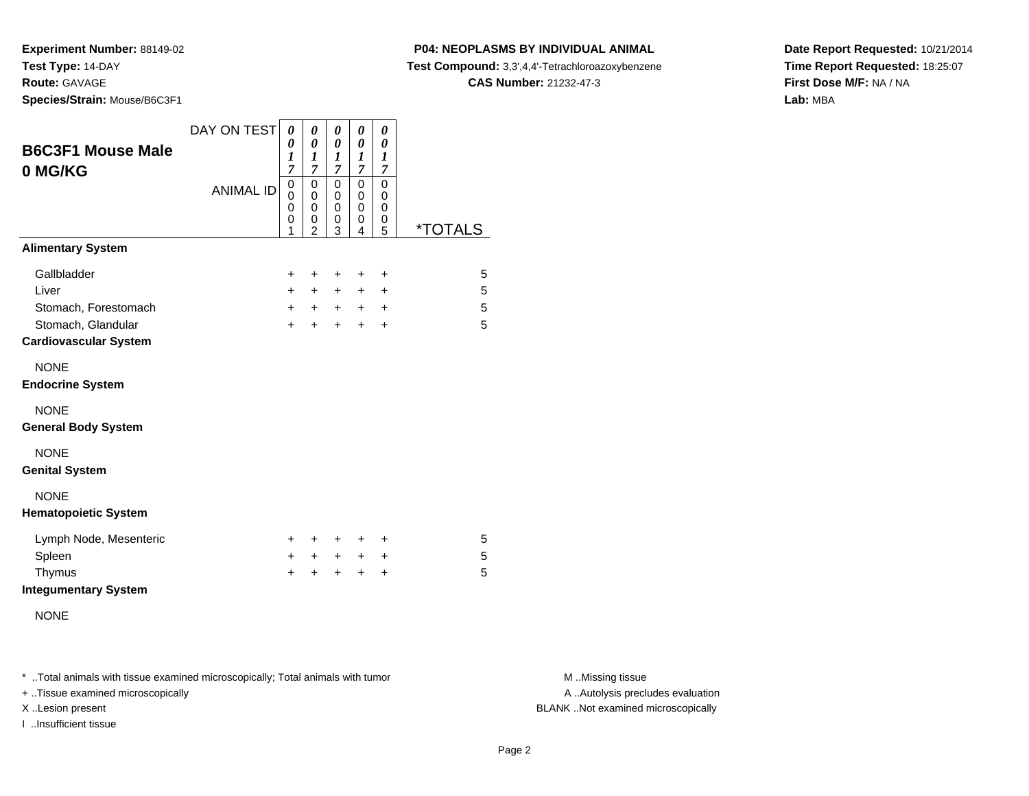**Experiment Number:** 88149-02
**Test Type:** 14-DAY
**Route:** GAVAGE
**Species/Strain:** Mouse/B6C3F1

**P04: NEOPLASMS BY INDIVIDUAL ANIMAL**
**Test Compound:** 3,3',4,4'-Tetrachloroazoxybenzene
**CAS Number:** 21232-47-3

**Date Report Requested:** 10/21/2014
**Time Report Requested:** 18:25:07
**First Dose M/F:** NA / NA
**Lab:** MBA

## B6C3F1 Mouse Male 0 MG/KG

| DAY ON TEST | 0017 | 0017 | 0017 | 0017 | 0017 | |
|---|---|---|---|---|---|---|
| ANIMAL ID | 00001 | 00002 | 00003 | 00004 | 00005 | *TOTALS |
| **Alimentary System** | | | | | | |
| Gallbladder | + | + | + | + | + | 5 |
| Liver | + | + | + | + | + | 5 |
| Stomach, Forestomach | + | + | + | + | + | 5 |
| Stomach, Glandular | + | + | + | + | + | 5 |
| **Cardiovascular System** | | | | | | |
| NONE | | | | | | |
| **Endocrine System** | | | | | | |
| NONE | | | | | | |
| **General Body System** | | | | | | |
| NONE | | | | | | |
| **Genital System** | | | | | | |
| NONE | | | | | | |
| **Hematopoietic System** | | | | | | |
| Lymph Node, Mesenteric | + | + | + | + | + | 5 |
| Spleen | + | + | + | + | + | 5 |
| Thymus | + | + | + | + | + | 5 |
| **Integumentary System** | | | | | | |
| NONE | | | | | | |

* ..Total animals with tissue examined microscopically; Total animals with tumor
+ ..Tissue examined microscopically
X ..Lesion present
I ..Insufficient tissue

M ..Missing tissue
A ..Autolysis precludes evaluation
BLANK ..Not examined microscopically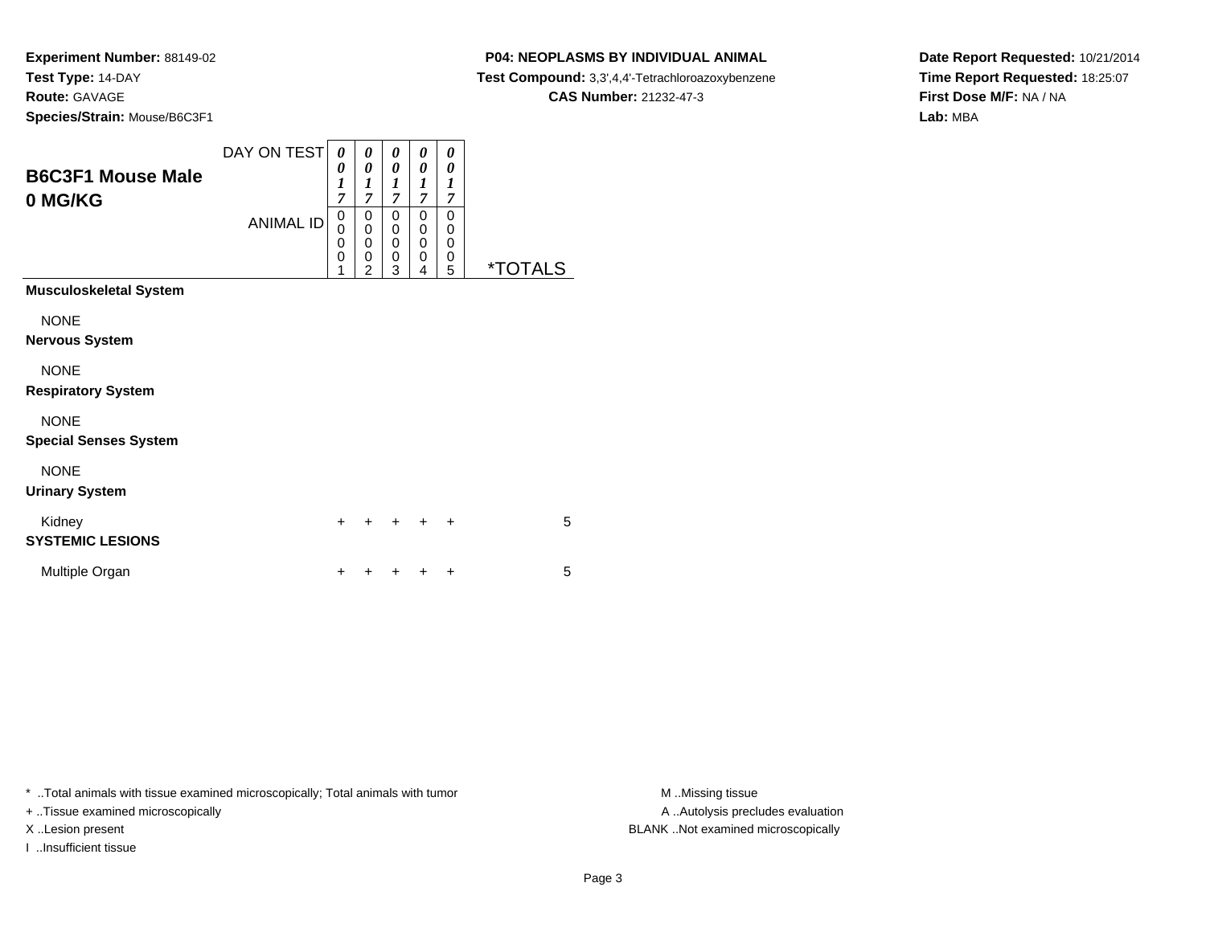**Experiment Number:** 88149-02
**Test Type:** 14-DAY
**Route:** GAVAGE
**Species/Strain:** Mouse/B6C3F1

**P04: NEOPLASMS BY INDIVIDUAL ANIMAL**
**Test Compound:** 3,3',4,4'-Tetrachloroazoxybenzene
**CAS Number:** 21232-47-3

**Date Report Requested:** 10/21/2014
**Time Report Requested:** 18:25:07
**First Dose M/F:** NA / NA
**Lab:** MBA

## B6C3F1 Mouse Male 0 MG/KG

| DAY ON TEST | 0017 | 0017 | 0017 | 0017 | 0017 | |
|---|---|---|---|---|---|---|
| ANIMAL ID | 00001 | 00002 | 00003 | 00004 | 00005 | *TOTALS |
| **Musculoskeletal System** | | | | | | |
| NONE | | | | | | |
| **Nervous System** | | | | | | |
| NONE | | | | | | |
| **Respiratory System** | | | | | | |
| NONE | | | | | | |
| **Special Senses System** | | | | | | |
| NONE | | | | | | |
| **Urinary System** | | | | | | |
| Kidney | + | + | + | + | + | 5 |
| **SYSTEMIC LESIONS** | | | | | | |
| Multiple Organ | + | + | + | + | + | 5 |

* ..Total animals with tissue examined microscopically; Total animals with tumor
+ ..Tissue examined microscopically
X ..Lesion present
I ..Insufficient tissue

M ..Missing tissue
A ..Autolysis precludes evaluation
BLANK ..Not examined microscopically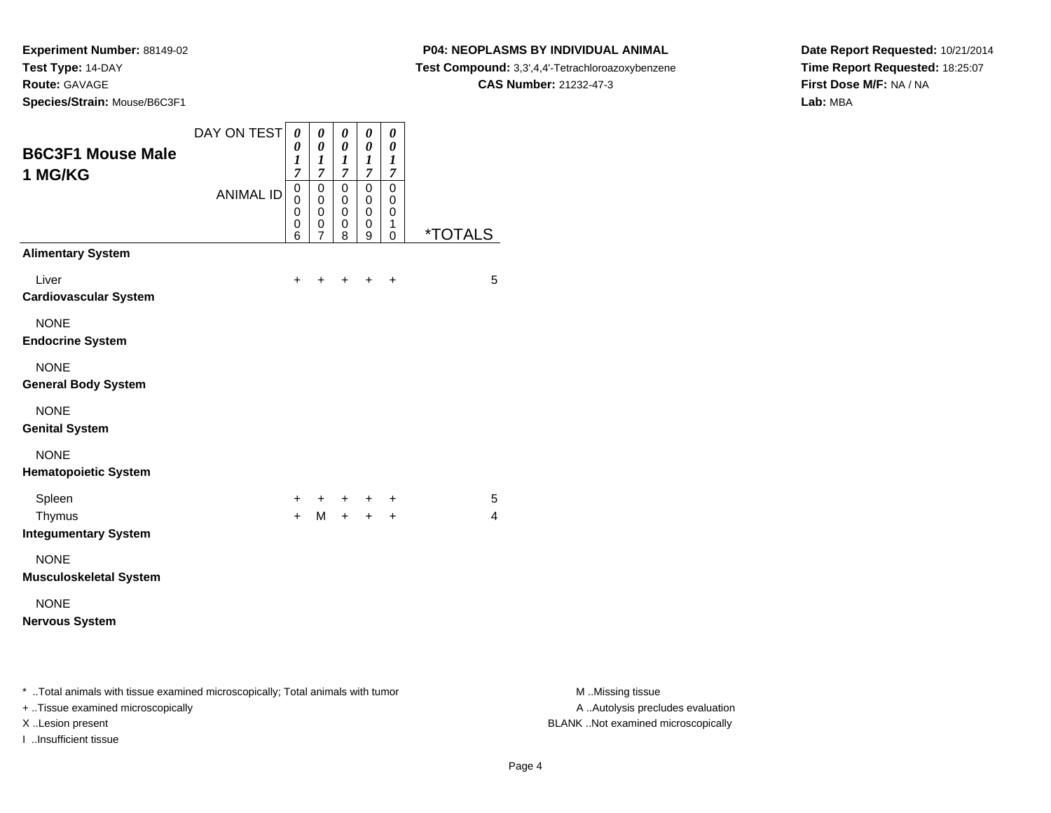**Experiment Number:** 88149-02
**Test Type:** 14-DAY
**Route:** GAVAGE
**Species/Strain:** Mouse/B6C3F1

**P04: NEOPLASMS BY INDIVIDUAL ANIMAL**
**Test Compound:** 3,3',4,4'-Tetrachloroazoxybenzene
**CAS Number:** 21232-47-3

**Date Report Requested:** 10/21/2014
**Time Report Requested:** 18:25:07
**First Dose M/F:** NA / NA
**Lab:** MBA

## B6C3F1 Mouse Male 1 MG/KG

| | | | | | | |
|---|---|---|---|---|---|---|
| DAY ON TEST | 0017 | 0017 | 0017 | 0017 | 0017 | |
| ANIMAL ID | 00006 | 00007 | 00008 | 00009 | 00010 | *TOTALS |
| **Alimentary System** | | | | | | |
| Liver | + | + | + | + | + | 5 |
| **Cardiovascular System** | | | | | | |
| NONE | | | | | | |
| **Endocrine System** | | | | | | |
| NONE | | | | | | |
| **General Body System** | | | | | | |
| NONE | | | | | | |
| **Genital System** | | | | | | |
| NONE | | | | | | |
| **Hematopoietic System** | | | | | | |
| Spleen | + | + | + | + | + | 5 |
| Thymus | + | M | + | + | + | 4 |
| **Integumentary System** | | | | | | |
| NONE | | | | | | |
| **Musculoskeletal System** | | | | | | |
| NONE | | | | | | |
| **Nervous System** | | | | | | |

* ..Total animals with tissue examined microscopically; Total animals with tumor
+ ..Tissue examined microscopically
X ..Lesion present
I ..Insufficient tissue

M ..Missing tissue
A ..Autolysis precludes evaluation
BLANK ..Not examined microscopically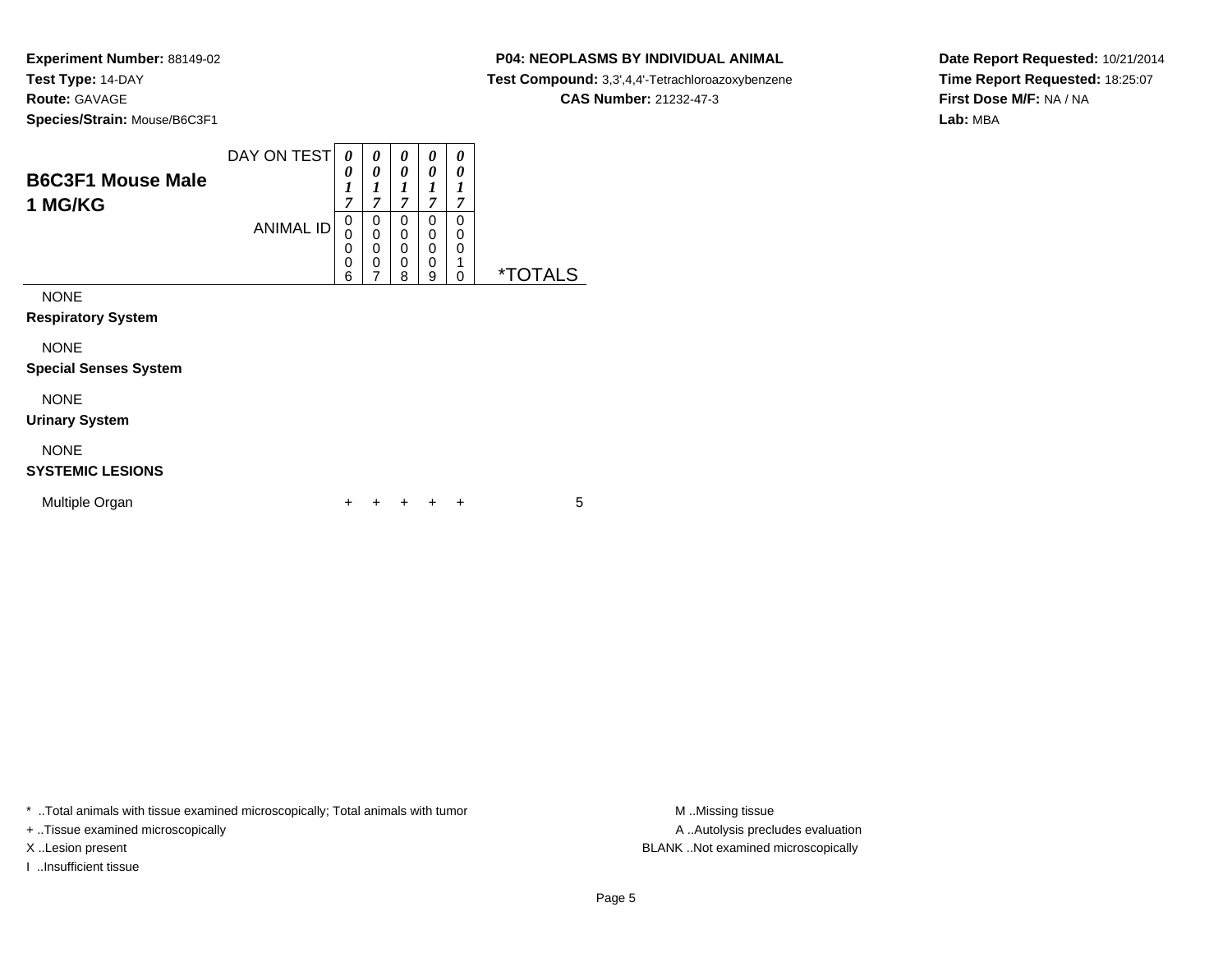**Experiment Number:** 88149-02
**Test Type:** 14-DAY
**Route:** GAVAGE
**Species/Strain:** Mouse/B6C3F1

**P04: NEOPLASMS BY INDIVIDUAL ANIMAL**
**Test Compound:** 3,3',4,4'-Tetrachloroazoxybenzene
**CAS Number:** 21232-47-3

**Date Report Requested:** 10/21/2014
**Time Report Requested:** 18:25:07
**First Dose M/F:** NA / NA
**Lab:** MBA

## B6C3F1 Mouse Male 1 MG/KG

| DAY ON TEST | 0017 | 0017 | 0017 | 0017 | 0017 | |
|---|---|---|---|---|---|---|
| **ANIMAL ID** | 00006 | 00007 | 00008 | 00009 | 00010 | ***TOTALS** |
| NONE | | | | | | |
| **Respiratory System** | | | | | | |
| NONE | | | | | | |
| **Special Senses System** | | | | | | |
| NONE | | | | | | |
| **Urinary System** | | | | | | |
| NONE | | | | | | |
| **SYSTEMIC LESIONS** | | | | | | |
| Multiple Organ | + | + | + | + | + | 5 |

* ..Total animals with tissue examined microscopically; Total animals with tumor
+ ..Tissue examined microscopically
X ..Lesion present
I ..Insufficient tissue

M ..Missing tissue
A ..Autolysis precludes evaluation
BLANK ..Not examined microscopically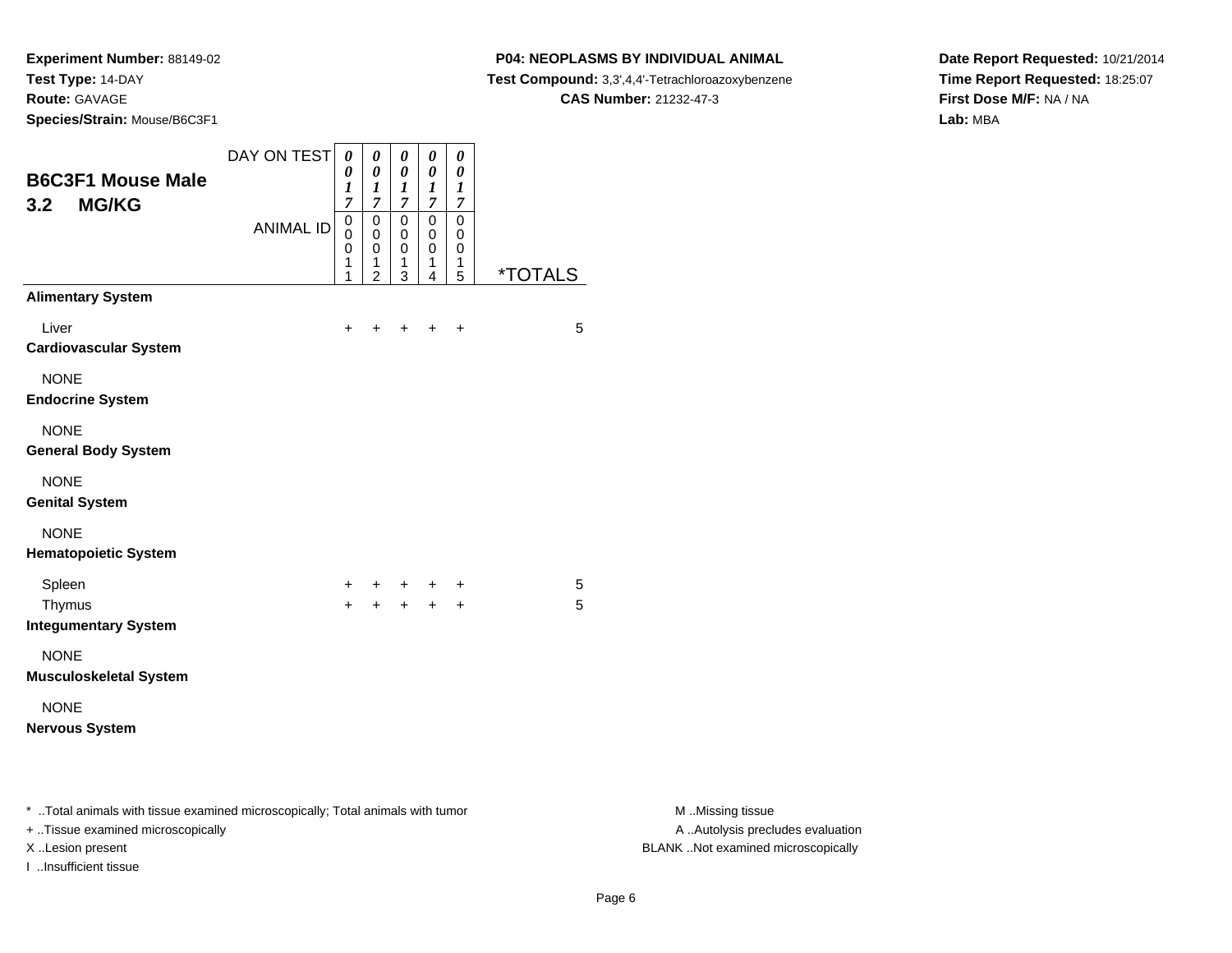**Experiment Number:** 88149-02
**Test Type:** 14-DAY
**Route:** GAVAGE
**Species/Strain:** Mouse/B6C3F1

**P04: NEOPLASMS BY INDIVIDUAL ANIMAL**
**Test Compound:** 3,3',4,4'-Tetrachloroazoxybenzene
**CAS Number:** 21232-47-3

**Date Report Requested:** 10/21/2014
**Time Report Requested:** 18:25:07
**First Dose M/F:** NA / NA
**Lab:** MBA

## B6C3F1 Mouse Male
## 3.2 MG/KG

| DAY ON TEST | 0017 | 0017 | 0017 | 0017 | 0017 | |
|---|---|---|---|---|---|---|
| **ANIMAL ID** | 00011 | 00012 | 00013 | 00014 | 00015 | ***TOTALS** |
| **Alimentary System** | | | | | | |
| Liver | + | + | + | + | + | 5 |
| **Cardiovascular System** | | | | | | |
| NONE | | | | | | |
| **Endocrine System** | | | | | | |
| NONE | | | | | | |
| **General Body System** | | | | | | |
| NONE | | | | | | |
| **Genital System** | | | | | | |
| NONE | | | | | | |
| **Hematopoietic System** | | | | | | |
| Spleen | + | + | + | + | + | 5 |
| Thymus | + | + | + | + | + | 5 |
| **Integumentary System** | | | | | | |
| NONE | | | | | | |
| **Musculoskeletal System** | | | | | | |
| NONE | | | | | | |
| **Nervous System** | | | | | | |

* ..Total animals with tissue examined microscopically; Total animals with tumor
+ ..Tissue examined microscopically
X ..Lesion present
I ..Insufficient tissue

M ..Missing tissue
A ..Autolysis precludes evaluation
BLANK ..Not examined microscopically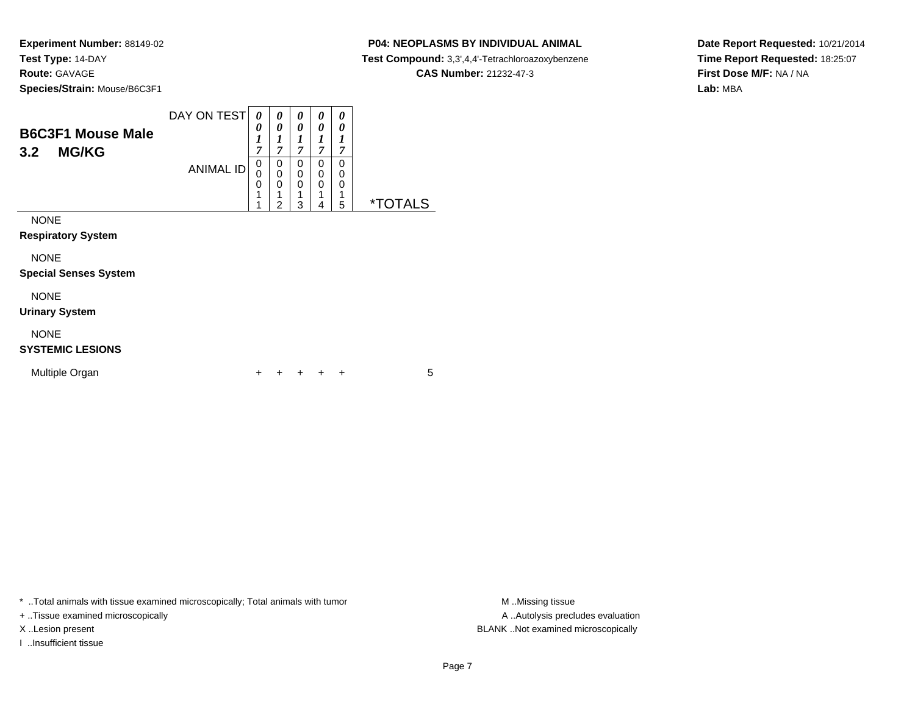**Experiment Number:** 88149-02
**Test Type:** 14-DAY
**Route:** GAVAGE
**Species/Strain:** Mouse/B6C3F1

**P04: NEOPLASMS BY INDIVIDUAL ANIMAL**
**Test Compound:** 3,3',4,4'-Tetrachloroazoxybenzene
**CAS Number:** 21232-47-3

**Date Report Requested:** 10/21/2014
**Time Report Requested:** 18:25:07
**First Dose M/F:** NA / NA
**Lab:** MBA

## B6C3F1 Mouse Male
## 3.2 MG/KG

| DAY ON TEST | 0017 | 0017 | 0017 | 0017 | 0017 | |
|---|---|---|---|---|---|---|
| **ANIMAL ID** | 00011 | 00012 | 00013 | 00014 | 00015 | ***TOTALS** |
| NONE | | | | | | |
| **Respiratory System** | | | | | | |
| NONE | | | | | | |
| **Special Senses System** | | | | | | |
| NONE | | | | | | |
| **Urinary System** | | | | | | |
| NONE | | | | | | |
| **SYSTEMIC LESIONS** | | | | | | |
| Multiple Organ | + | + | + | + | + | 5 |

* ..Total animals with tissue examined microscopically; Total animals with tumor
+ ..Tissue examined microscopically
X ..Lesion present
I ..Insufficient tissue

M ..Missing tissue
A ..Autolysis precludes evaluation
BLANK ..Not examined microscopically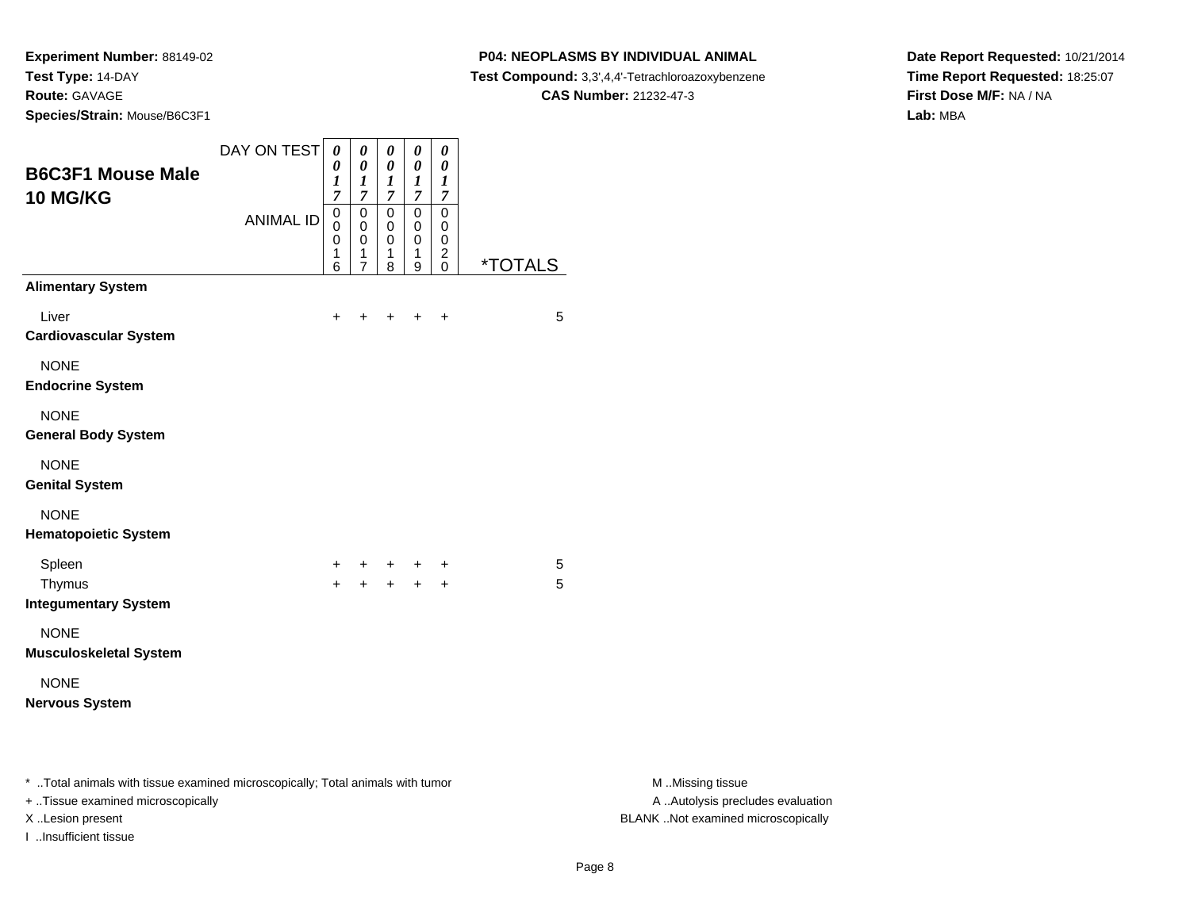**Experiment Number:** 88149-02
**Test Type:** 14-DAY
**Route:** GAVAGE
**Species/Strain:** Mouse/B6C3F1

**P04: NEOPLASMS BY INDIVIDUAL ANIMAL**
**Test Compound:** 3,3',4,4'-Tetrachloroazoxybenzene
**CAS Number:** 21232-47-3

**Date Report Requested:** 10/21/2014
**Time Report Requested:** 18:25:07
**First Dose M/F:** NA / NA
**Lab:** MBA

## B6C3F1 Mouse Male 10 MG/KG

| | | | | | | |
|---|---|---|---|---|---|---|
| DAY ON TEST | 0017 | 0017 | 0017 | 0017 | 0017 | |
| ANIMAL ID | 00016 | 00017 | 00018 | 00019 | 00020 | *TOTALS |
| **Alimentary System** | | | | | | |
| Liver | + | + | + | + | + | 5 |
| **Cardiovascular System** | | | | | | |
| NONE | | | | | | |
| **Endocrine System** | | | | | | |
| NONE | | | | | | |
| **General Body System** | | | | | | |
| NONE | | | | | | |
| **Genital System** | | | | | | |
| NONE | | | | | | |
| **Hematopoietic System** | | | | | | |
| Spleen | + | + | + | + | + | 5 |
| Thymus | + | + | + | + | + | 5 |
| **Integumentary System** | | | | | | |
| NONE | | | | | | |
| **Musculoskeletal System** | | | | | | |
| NONE | | | | | | |
| **Nervous System** | | | | | | |

* ..Total animals with tissue examined microscopically; Total animals with tumor
+ ..Tissue examined microscopically
X ..Lesion present
I ..Insufficient tissue

M ..Missing tissue
A ..Autolysis precludes evaluation
BLANK ..Not examined microscopically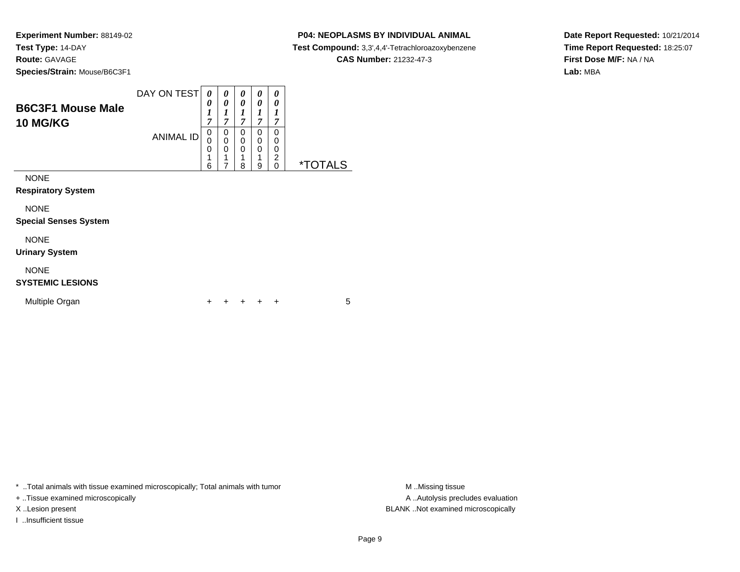**Experiment Number:** 88149-02
**Test Type:** 14-DAY
**Route:** GAVAGE
**Species/Strain:** Mouse/B6C3F1

**P04: NEOPLASMS BY INDIVIDUAL ANIMAL**
**Test Compound:** 3,3',4,4'-Tetrachloroazoxybenzene
**CAS Number:** 21232-47-3

**Date Report Requested:** 10/21/2014
**Time Report Requested:** 18:25:07
**First Dose M/F:** NA / NA
**Lab:** MBA

## B6C3F1 Mouse Male
## 10 MG/KG

| DAY ON TEST | 0017 | 0017 | 0017 | 0017 | 0017 | |
|---|---|---|---|---|---|---|
| **ANIMAL ID** | 00016 | 00017 | 00018 | 00019 | 00020 | ***TOTALS** |
| NONE | | | | | | |
| **Respiratory System** | | | | | | |
| NONE | | | | | | |
| **Special Senses System** | | | | | | |
| NONE | | | | | | |
| **Urinary System** | | | | | | |
| NONE | | | | | | |
| **SYSTEMIC LESIONS** | | | | | | |
| Multiple Organ | + | + | + | + | + | 5 |

* ..Total animals with tissue examined microscopically; Total animals with tumor
+ ..Tissue examined microscopically
X ..Lesion present
I ..Insufficient tissue

M ..Missing tissue
A ..Autolysis precludes evaluation
BLANK ..Not examined microscopically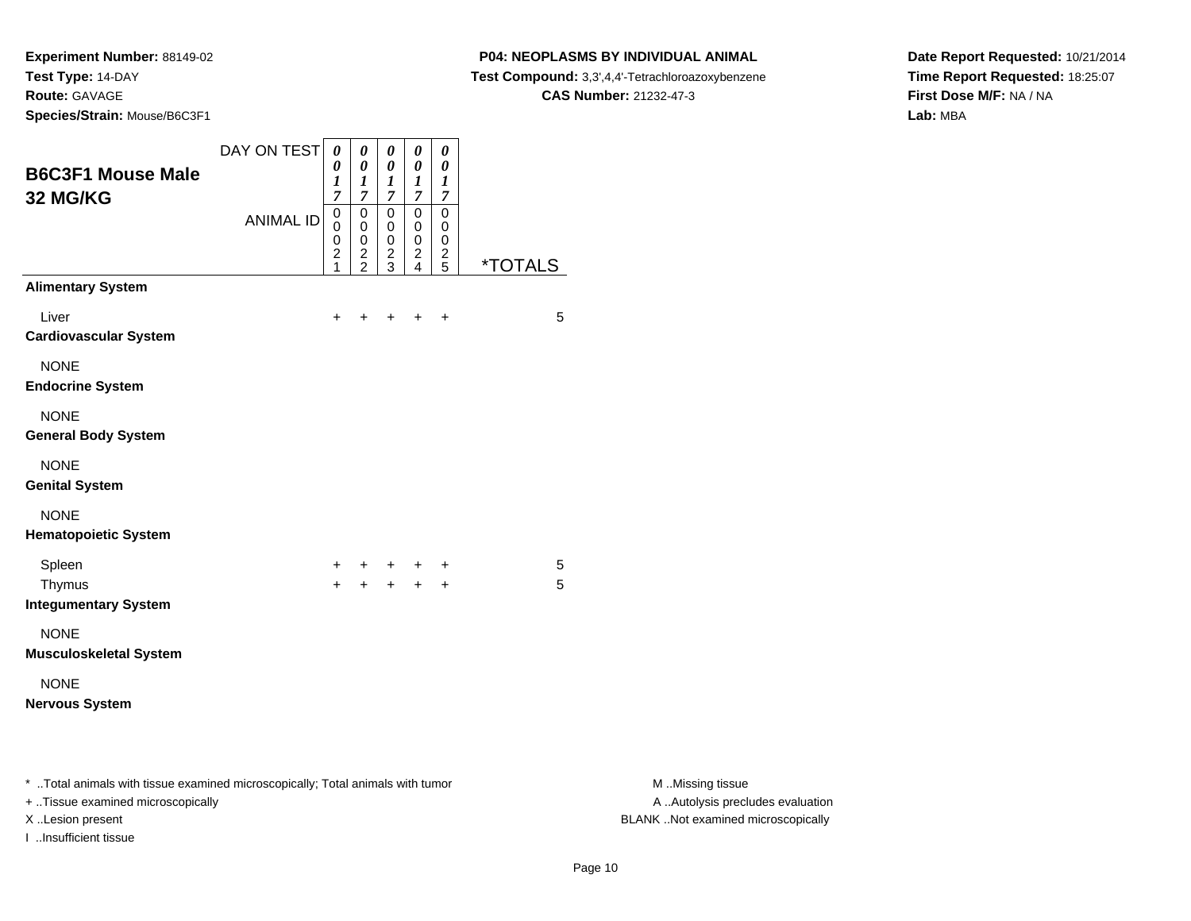**Experiment Number:** 88149-02
**Test Type:** 14-DAY
**Route:** GAVAGE
**Species/Strain:** Mouse/B6C3F1

**P04: NEOPLASMS BY INDIVIDUAL ANIMAL**
**Test Compound:** 3,3',4,4'-Tetrachloroazoxybenzene
**CAS Number:** 21232-47-3

**Date Report Requested:** 10/21/2014
**Time Report Requested:** 18:25:07
**First Dose M/F:** NA / NA
**Lab:** MBA

## B6C3F1 Mouse Male 32 MG/KG

| DAY ON TEST | 0017 | 0017 | 0017 | 0017 | 0017 | |
|---|---|---|---|---|---|---|
| ANIMAL ID | 00021 | 00022 | 00023 | 00024 | 00025 | *TOTALS |
| **Alimentary System** | | | | | | |
| Liver | + | + | + | + | + | 5 |
| **Cardiovascular System** | | | | | | |
| NONE | | | | | | |
| **Endocrine System** | | | | | | |
| NONE | | | | | | |
| **General Body System** | | | | | | |
| NONE | | | | | | |
| **Genital System** | | | | | | |
| NONE | | | | | | |
| **Hematopoietic System** | | | | | | |
| Spleen | + | + | + | + | + | 5 |
| Thymus | + | + | + | + | + | 5 |
| **Integumentary System** | | | | | | |
| NONE | | | | | | |
| **Musculoskeletal System** | | | | | | |
| NONE | | | | | | |
| **Nervous System** | | | | | | |

* ..Total animals with tissue examined microscopically; Total animals with tumor
+ ..Tissue examined microscopically
X ..Lesion present
I ..Insufficient tissue

M ..Missing tissue
A ..Autolysis precludes evaluation
BLANK ..Not examined microscopically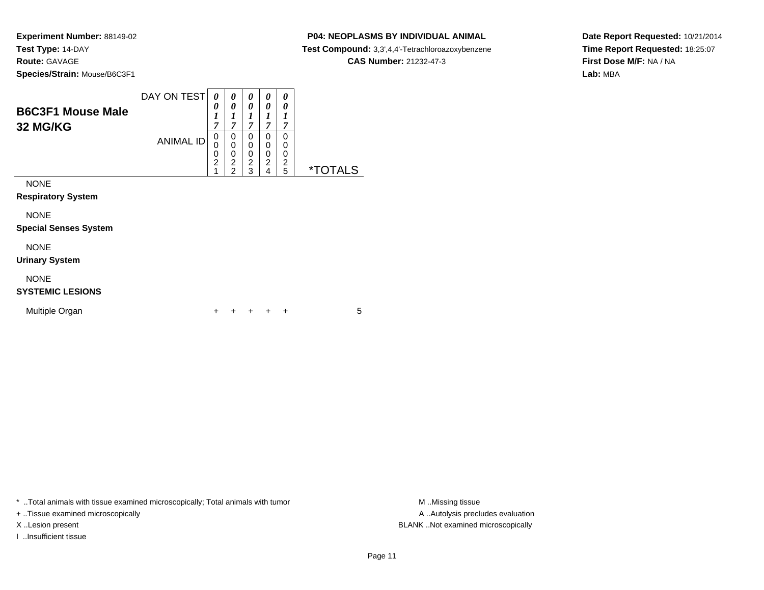**Experiment Number:** 88149-02
**Test Type:** 14-DAY
**Route:** GAVAGE
**Species/Strain:** Mouse/B6C3F1

**P04: NEOPLASMS BY INDIVIDUAL ANIMAL**
**Test Compound:** 3,3',4,4'-Tetrachloroazoxybenzene
**CAS Number:** 21232-47-3

**Date Report Requested:** 10/21/2014
**Time Report Requested:** 18:25:07
**First Dose M/F:** NA / NA
**Lab:** MBA

## B6C3F1 Mouse Male 32 MG/KG

| DAY ON TEST | 0017 | 0017 | 0017 | 0017 | 0017 | |
|---|---|---|---|---|---|---|
| **ANIMAL ID** | 00021 | 00022 | 00023 | 00024 | 00025 | ***TOTALS** |
| NONE | | | | | | |
| **Respiratory System** | | | | | | |
| NONE | | | | | | |
| **Special Senses System** | | | | | | |
| NONE | | | | | | |
| **Urinary System** | | | | | | |
| NONE | | | | | | |
| **SYSTEMIC LESIONS** | | | | | | |
| Multiple Organ | + | + | + | + | + | 5 |

* ..Total animals with tissue examined microscopically; Total animals with tumor
+ ..Tissue examined microscopically
X ..Lesion present
I ..Insufficient tissue

M ..Missing tissue
A ..Autolysis precludes evaluation
BLANK ..Not examined microscopically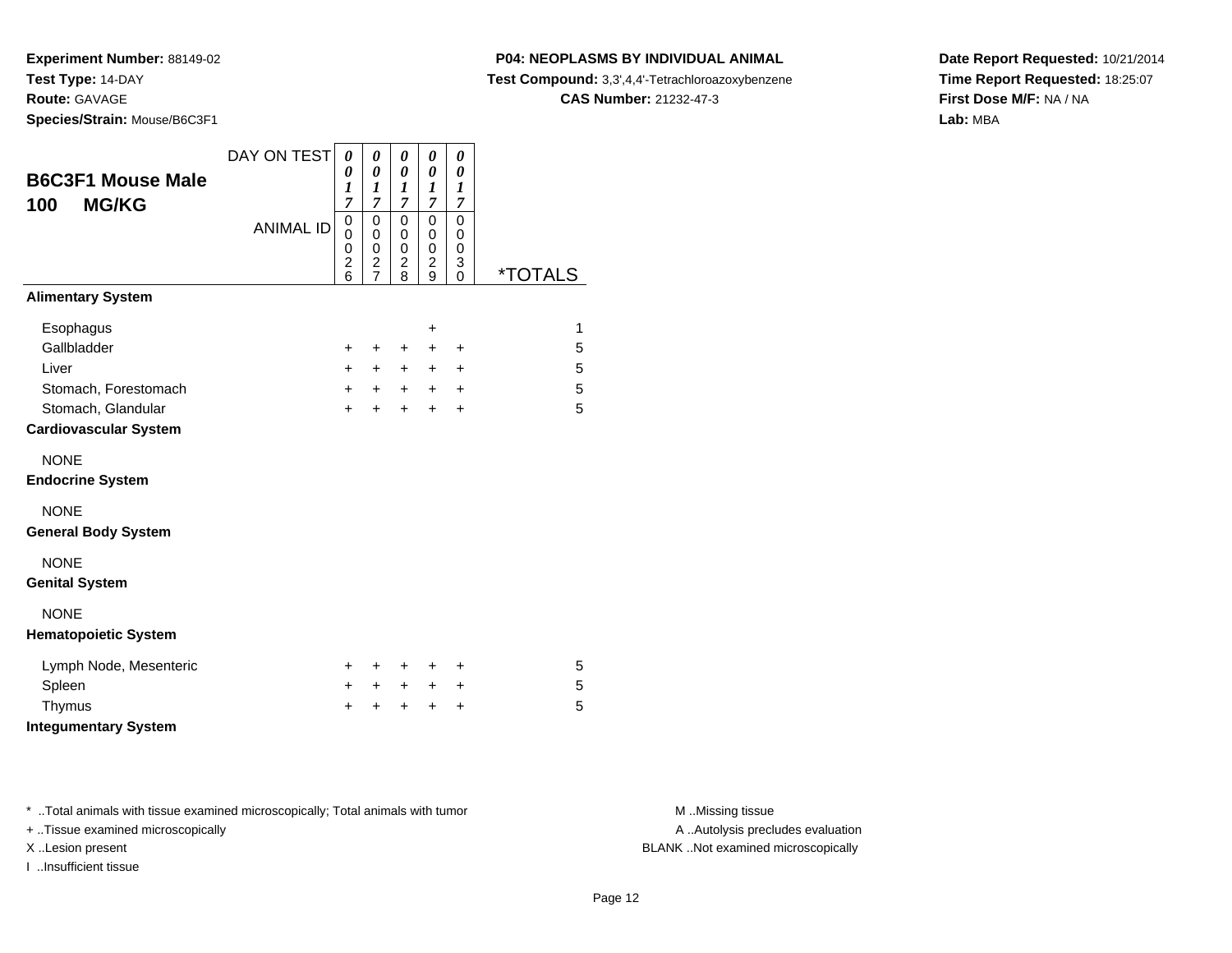**Experiment Number:** 88149-02
**Test Type:** 14-DAY
**Route:** GAVAGE
**Species/Strain:** Mouse/B6C3F1

**P04: NEOPLASMS BY INDIVIDUAL ANIMAL**
**Test Compound:** 3,3',4,4'-Tetrachloroazoxybenzene
**CAS Number:** 21232-47-3

**Date Report Requested:** 10/21/2014
**Time Report Requested:** 18:25:07
**First Dose M/F:** NA / NA
**Lab:** MBA

## B6C3F1 Mouse Male 100 MG/KG

| DAY ON TEST | 0017 | 0017 | 0017 | 0017 | 0017 | |
|---|---|---|---|---|---|---|
| ANIMAL ID | 00026 | 00027 | 00028 | 00029 | 00030 | *TOTALS |
| **Alimentary System** | | | | | | |
| Esophagus | | | | + | | 1 |
| Gallbladder | + | + | + | + | + | 5 |
| Liver | + | + | + | + | + | 5 |
| Stomach, Forestomach | + | + | + | + | + | 5 |
| Stomach, Glandular | + | + | + | + | + | 5 |
| **Cardiovascular System** | | | | | | |
| NONE | | | | | | |
| **Endocrine System** | | | | | | |
| NONE | | | | | | |
| **General Body System** | | | | | | |
| NONE | | | | | | |
| **Genital System** | | | | | | |
| NONE | | | | | | |
| **Hematopoietic System** | | | | | | |
| Lymph Node, Mesenteric | + | + | + | + | + | 5 |
| Spleen | + | + | + | + | + | 5 |
| Thymus | + | + | + | + | + | 5 |
| **Integumentary System** | | | | | | |

* ..Total animals with tissue examined microscopically; Total animals with tumor
+ ..Tissue examined microscopically
X ..Lesion present
I ..Insufficient tissue

M ..Missing tissue
A ..Autolysis precludes evaluation
BLANK ..Not examined microscopically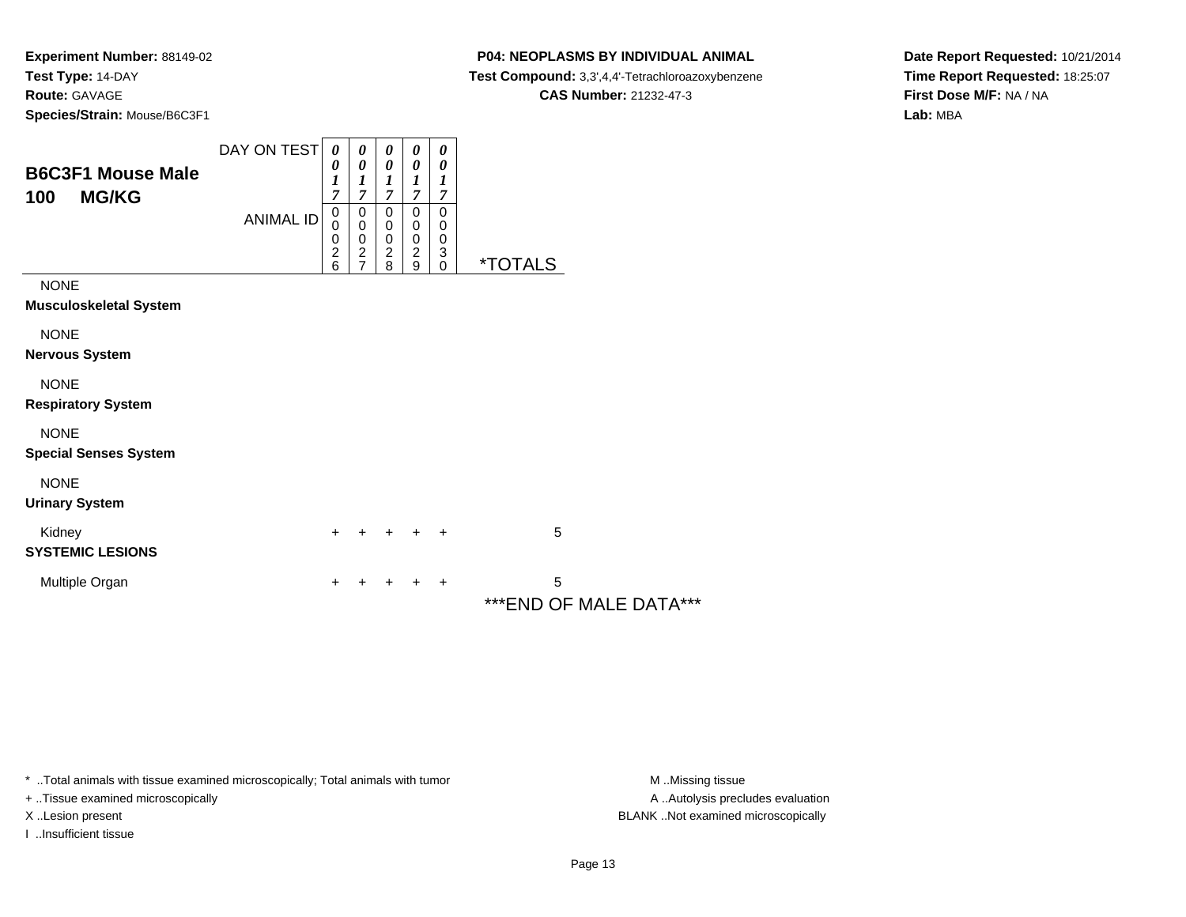**Experiment Number:** 88149-02
**Test Type:** 14-DAY
**Route:** GAVAGE
**Species/Strain:** Mouse/B6C3F1

**P04: NEOPLASMS BY INDIVIDUAL ANIMAL**
**Test Compound:** 3,3',4,4'-Tetrachloroazoxybenzene
**CAS Number:** 21232-47-3

**Date Report Requested:** 10/21/2014
**Time Report Requested:** 18:25:07
**First Dose M/F:** NA / NA
**Lab:** MBA

| B6C3F1 Mouse Male 100 MG/KG | | | | | | |
|---|---|---|---|---|---|---|
| DAY ON TEST | 0017 | 0017 | 0017 | 0017 | 0017 | |
| ANIMAL ID | 00026 | 00027 | 00028 | 00029 | 00030 | *TOTALS |
| NONE | | | | | | |
| **Musculoskeletal System** | | | | | | |
| NONE | | | | | | |
| **Nervous System** | | | | | | |
| NONE | | | | | | |
| **Respiratory System** | | | | | | |
| NONE | | | | | | |
| **Special Senses System** | | | | | | |
| NONE | | | | | | |
| **Urinary System** | | | | | | |
| Kidney | + | + | + | + | + | 5 |
| **SYSTEMIC LESIONS** | | | | | | |
| Multiple Organ | + | + | + | + | + | 5 |

***END OF MALE DATA***

* ..Total animals with tissue examined microscopically; Total animals with tumor
+ ..Tissue examined microscopically
X ..Lesion present
I ..Insufficient tissue

M ..Missing tissue
A ..Autolysis precludes evaluation
BLANK ..Not examined microscopically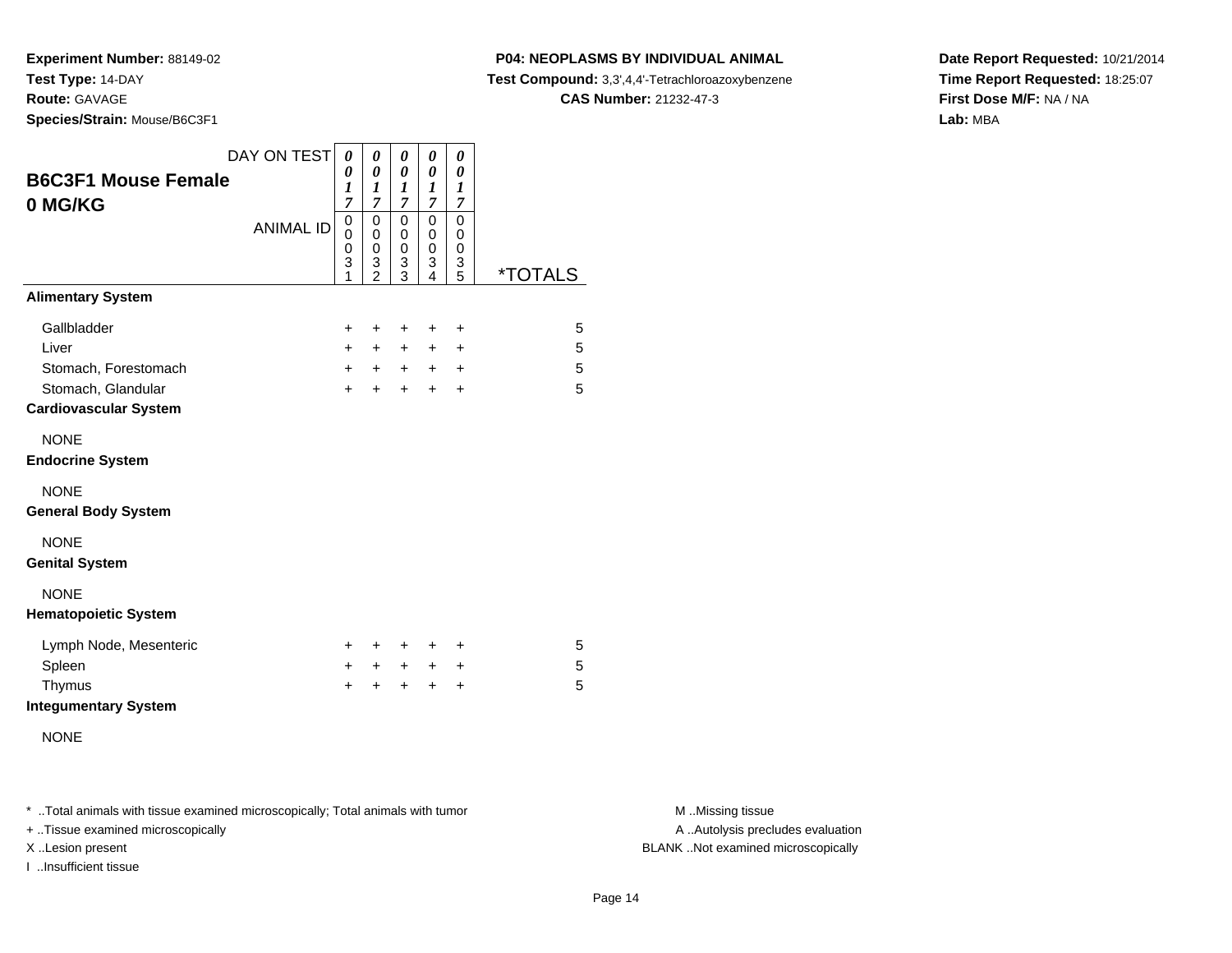**Experiment Number:** 88149-02
**Test Type:** 14-DAY
**Route:** GAVAGE
**Species/Strain:** Mouse/B6C3F1

**P04: NEOPLASMS BY INDIVIDUAL ANIMAL**
**Test Compound:** 3,3',4,4'-Tetrachloroazoxybenzene
**CAS Number:** 21232-47-3

**Date Report Requested:** 10/21/2014
**Time Report Requested:** 18:25:07
**First Dose M/F:** NA / NA
**Lab:** MBA

## B6C3F1 Mouse Female 0 MG/KG

| DAY ON TEST | 0017 | 0017 | 0017 | 0017 | 0017 | |
|---|---|---|---|---|---|---|
| ANIMAL ID | 00031 | 00032 | 00033 | 00034 | 00035 | *TOTALS |
| **Alimentary System** | | | | | | |
| Gallbladder | + | + | + | + | + | 5 |
| Liver | + | + | + | + | + | 5 |
| Stomach, Forestomach | + | + | + | + | + | 5 |
| Stomach, Glandular | + | + | + | + | + | 5 |
| **Cardiovascular System** | | | | | | |
| NONE | | | | | | |
| **Endocrine System** | | | | | | |
| NONE | | | | | | |
| **General Body System** | | | | | | |
| NONE | | | | | | |
| **Genital System** | | | | | | |
| NONE | | | | | | |
| **Hematopoietic System** | | | | | | |
| Lymph Node, Mesenteric | + | + | + | + | + | 5 |
| Spleen | + | + | + | + | + | 5 |
| Thymus | + | + | + | + | + | 5 |
| **Integumentary System** | | | | | | |
| NONE | | | | | | |

* ..Total animals with tissue examined microscopically; Total animals with tumor
+ ..Tissue examined microscopically
X ..Lesion present
I ..Insufficient tissue

M ..Missing tissue
A ..Autolysis precludes evaluation
BLANK ..Not examined microscopically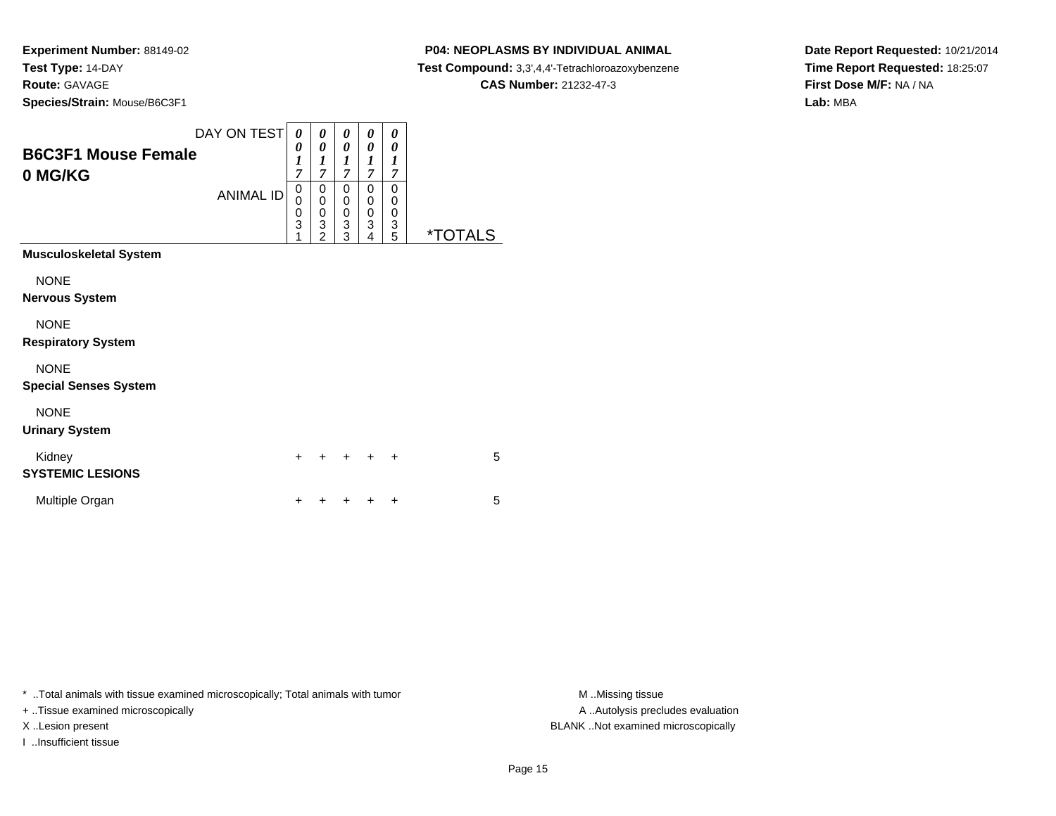**Experiment Number:** 88149-02
**Test Type:** 14-DAY
**Route:** GAVAGE
**Species/Strain:** Mouse/B6C3F1

**P04: NEOPLASMS BY INDIVIDUAL ANIMAL**
**Test Compound:** 3,3',4,4'-Tetrachloroazoxybenzene
**CAS Number:** 21232-47-3

**Date Report Requested:** 10/21/2014
**Time Report Requested:** 18:25:07
**First Dose M/F:** NA / NA
**Lab:** MBA

## B6C3F1 Mouse Female
## 0 MG/KG

| DAY ON TEST | 0017 | 0017 | 0017 | 0017 | 0017 | |
|---|---|---|---|---|---|---|
| ANIMAL ID | 00031 | 00032 | 00033 | 00034 | 00035 | *TOTALS |
| **Musculoskeletal System** | | | | | | |
| NONE | | | | | | |
| **Nervous System** | | | | | | |
| NONE | | | | | | |
| **Respiratory System** | | | | | | |
| NONE | | | | | | |
| **Special Senses System** | | | | | | |
| NONE | | | | | | |
| **Urinary System** | | | | | | |
| Kidney | + | + | + | + | + | 5 |
| **SYSTEMIC LESIONS** | | | | | | |
| Multiple Organ | + | + | + | + | + | 5 |

* ..Total animals with tissue examined microscopically; Total animals with tumor
+ ..Tissue examined microscopically
X ..Lesion present
I ..Insufficient tissue

M ..Missing tissue
A ..Autolysis precludes evaluation
BLANK ..Not examined microscopically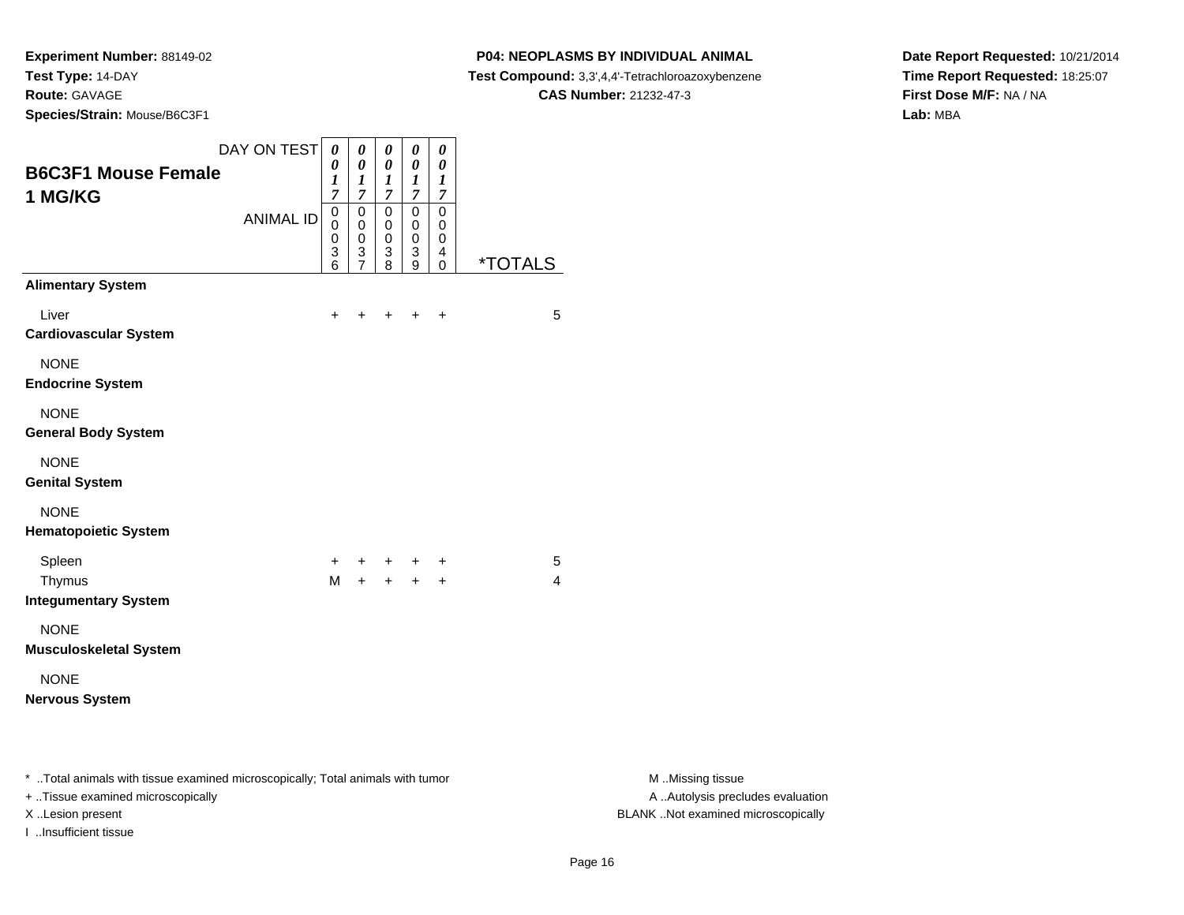**Experiment Number:** 88149-02
**Test Type:** 14-DAY
**Route:** GAVAGE
**Species/Strain:** Mouse/B6C3F1

**P04: NEOPLASMS BY INDIVIDUAL ANIMAL**
**Test Compound:** 3,3',4,4'-Tetrachloroazoxybenzene
**CAS Number:** 21232-47-3

**Date Report Requested:** 10/21/2014
**Time Report Requested:** 18:25:07
**First Dose M/F:** NA / NA
**Lab:** MBA

## B6C3F1 Mouse Female
## 1 MG/KG

| DAY ON TEST | 0017 | 0017 | 0017 | 0017 | 0017 | |
|---|---|---|---|---|---|---|
| ANIMAL ID | 00036 | 00037 | 00038 | 00039 | 00040 | *TOTALS |
| **Alimentary System** | | | | | | |
| Liver | + | + | + | + | + | 5 |
| **Cardiovascular System** | | | | | | |
| NONE | | | | | | |
| **Endocrine System** | | | | | | |
| NONE | | | | | | |
| **General Body System** | | | | | | |
| NONE | | | | | | |
| **Genital System** | | | | | | |
| NONE | | | | | | |
| **Hematopoietic System** | | | | | | |
| Spleen | + | + | + | + | + | 5 |
| Thymus | M | + | + | + | + | 4 |
| **Integumentary System** | | | | | | |
| NONE | | | | | | |
| **Musculoskeletal System** | | | | | | |
| NONE | | | | | | |
| **Nervous System** | | | | | | |

* ..Total animals with tissue examined microscopically; Total animals with tumor
+ ..Tissue examined microscopically
X ..Lesion present
I ..Insufficient tissue

M ..Missing tissue
A ..Autolysis precludes evaluation
BLANK ..Not examined microscopically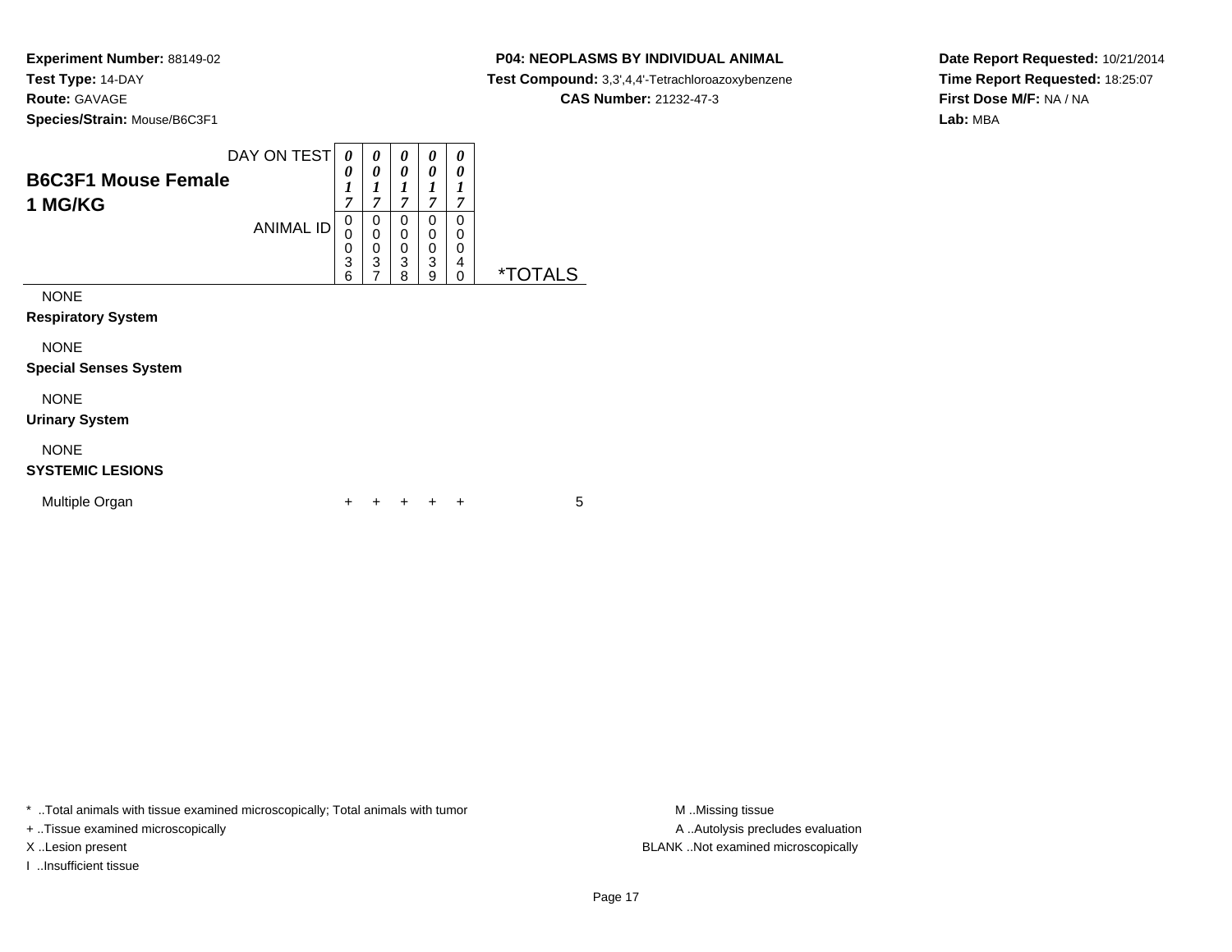**Experiment Number:** 88149-02
**Test Type:** 14-DAY
**Route:** GAVAGE
**Species/Strain:** Mouse/B6C3F1

**P04: NEOPLASMS BY INDIVIDUAL ANIMAL**
**Test Compound:** 3,3',4,4'-Tetrachloroazoxybenzene
**CAS Number:** 21232-47-3

**Date Report Requested:** 10/21/2014
**Time Report Requested:** 18:25:07
**First Dose M/F:** NA / NA
**Lab:** MBA

| **B6C3F1 Mouse Female 1 MG/KG** DAY ON TEST | 0017 | 0017 | 0017 | 0017 | 0017 | |
|---|---|---|---|---|---|---|
| ANIMAL ID | 00036 | 00037 | 00038 | 00039 | 00040 | *TOTALS |
| NONE | | | | | | |
| **Respiratory System** | | | | | | |
| NONE | | | | | | |
| **Special Senses System** | | | | | | |
| NONE | | | | | | |
| **Urinary System** | | | | | | |
| NONE | | | | | | |
| **SYSTEMIC LESIONS** | | | | | | |
| Multiple Organ | + | + | + | + | + | 5 |

* ..Total animals with tissue examined microscopically; Total animals with tumor
+ ..Tissue examined microscopically
X ..Lesion present
I ..Insufficient tissue

M ..Missing tissue
A ..Autolysis precludes evaluation
BLANK ..Not examined microscopically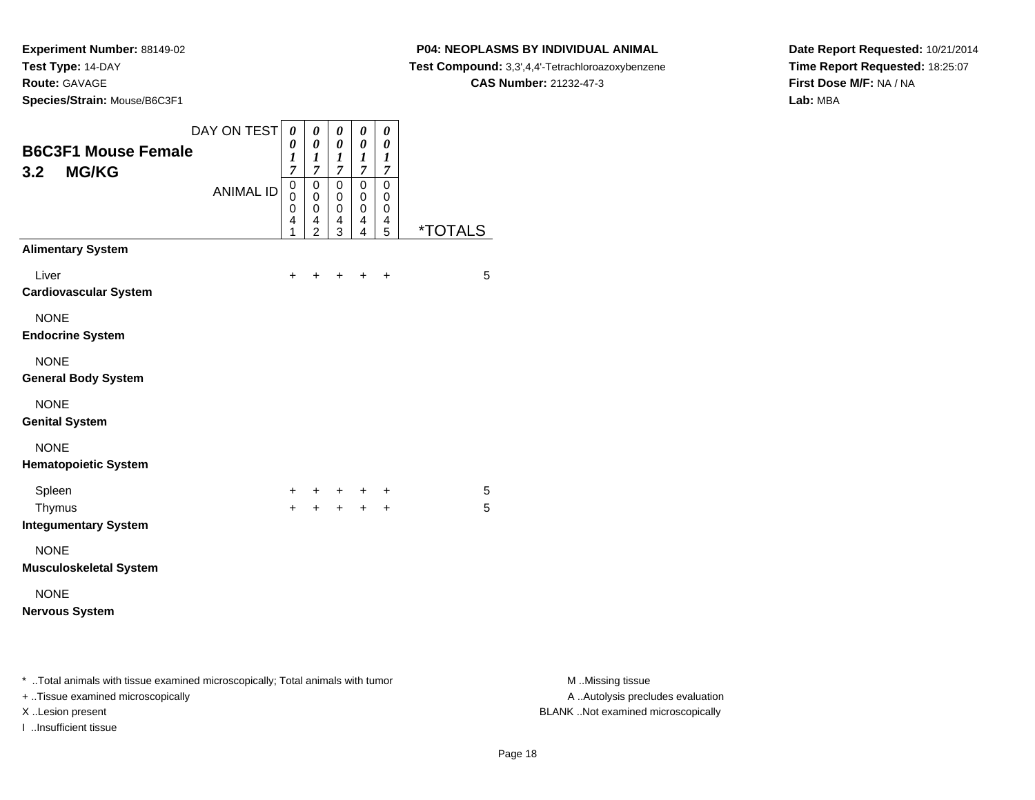**Experiment Number:** 88149-02
**Test Type:** 14-DAY
**Route:** GAVAGE
**Species/Strain:** Mouse/B6C3F1

**P04: NEOPLASMS BY INDIVIDUAL ANIMAL**
**Test Compound:** 3,3',4,4'-Tetrachloroazoxybenzene
**CAS Number:** 21232-47-3

**Date Report Requested:** 10/21/2014
**Time Report Requested:** 18:25:07
**First Dose M/F:** NA / NA
**Lab:** MBA

## B6C3F1 Mouse Female 3.2 MG/KG

| DAY ON TEST | 0017 | 0017 | 0017 | 0017 | 0017 | |
|---|---|---|---|---|---|---|
| ANIMAL ID | 00041 | 00042 | 00043 | 00044 | 00045 | *TOTALS |
| **Alimentary System** | | | | | | |
| Liver | + | + | + | + | + | 5 |
| **Cardiovascular System** | | | | | | |
| NONE | | | | | | |
| **Endocrine System** | | | | | | |
| NONE | | | | | | |
| **General Body System** | | | | | | |
| NONE | | | | | | |
| **Genital System** | | | | | | |
| NONE | | | | | | |
| **Hematopoietic System** | | | | | | |
| Spleen | + | + | + | + | + | 5 |
| Thymus | + | + | + | + | + | 5 |
| **Integumentary System** | | | | | | |
| NONE | | | | | | |
| **Musculoskeletal System** | | | | | | |
| NONE | | | | | | |
| **Nervous System** | | | | | | |

* ..Total animals with tissue examined microscopically; Total animals with tumor
+ ..Tissue examined microscopically
X ..Lesion present
I ..Insufficient tissue

M ..Missing tissue
A ..Autolysis precludes evaluation
BLANK ..Not examined microscopically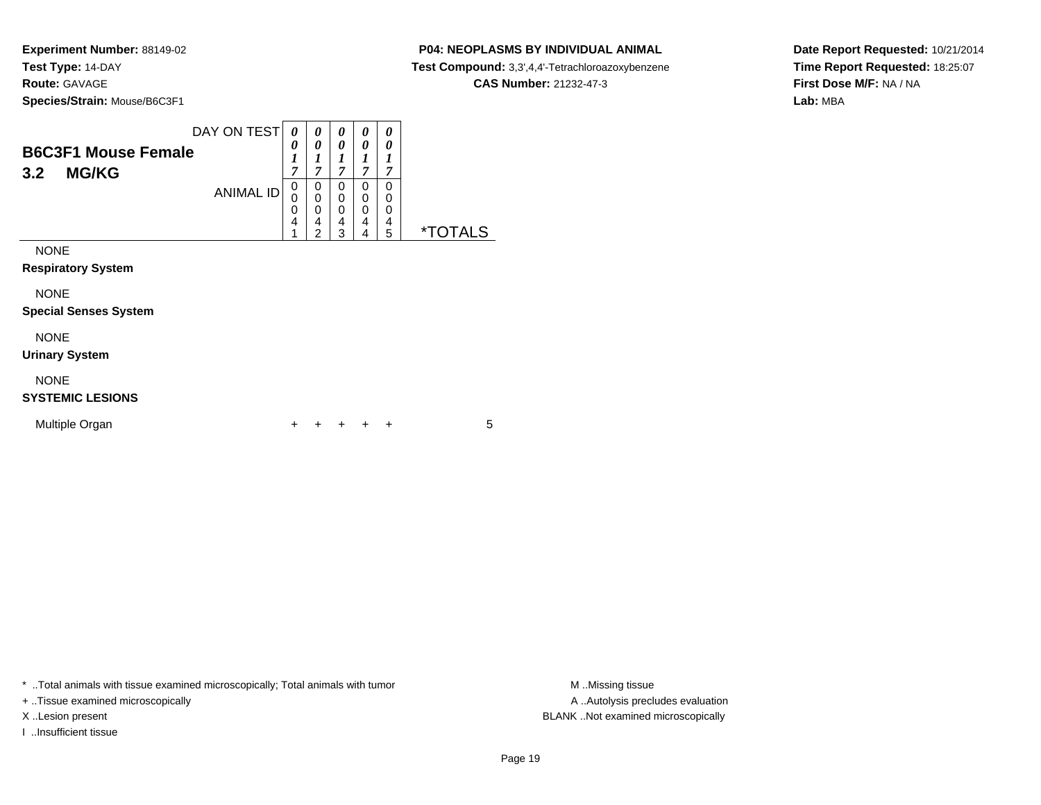**Experiment Number:** 88149-02
**Test Type:** 14-DAY
**Route:** GAVAGE
**Species/Strain:** Mouse/B6C3F1

**P04: NEOPLASMS BY INDIVIDUAL ANIMAL**
**Test Compound:** 3,3',4,4'-Tetrachloroazoxybenzene
**CAS Number:** 21232-47-3

**Date Report Requested:** 10/21/2014
**Time Report Requested:** 18:25:07
**First Dose M/F:** NA / NA
**Lab:** MBA

## B6C3F1 Mouse Female
## 3.2 MG/KG

| DAY ON TEST | 0017 | 0017 | 0017 | 0017 | 0017 | |
|---|---|---|---|---|---|---|
| ANIMAL ID | 00041 | 00042 | 00043 | 00044 | 00045 | *TOTALS |
| NONE | | | | | | |
| **Respiratory System** | | | | | | |
| NONE | | | | | | |
| **Special Senses System** | | | | | | |
| NONE | | | | | | |
| **Urinary System** | | | | | | |
| NONE | | | | | | |
| **SYSTEMIC LESIONS** | | | | | | |
| Multiple Organ | + | + | + | + | + | 5 |

\* ..Total animals with tissue examined microscopically; Total animals with tumor
+ ..Tissue examined microscopically
X ..Lesion present
I ..Insufficient tissue

M ..Missing tissue
A ..Autolysis precludes evaluation
BLANK ..Not examined microscopically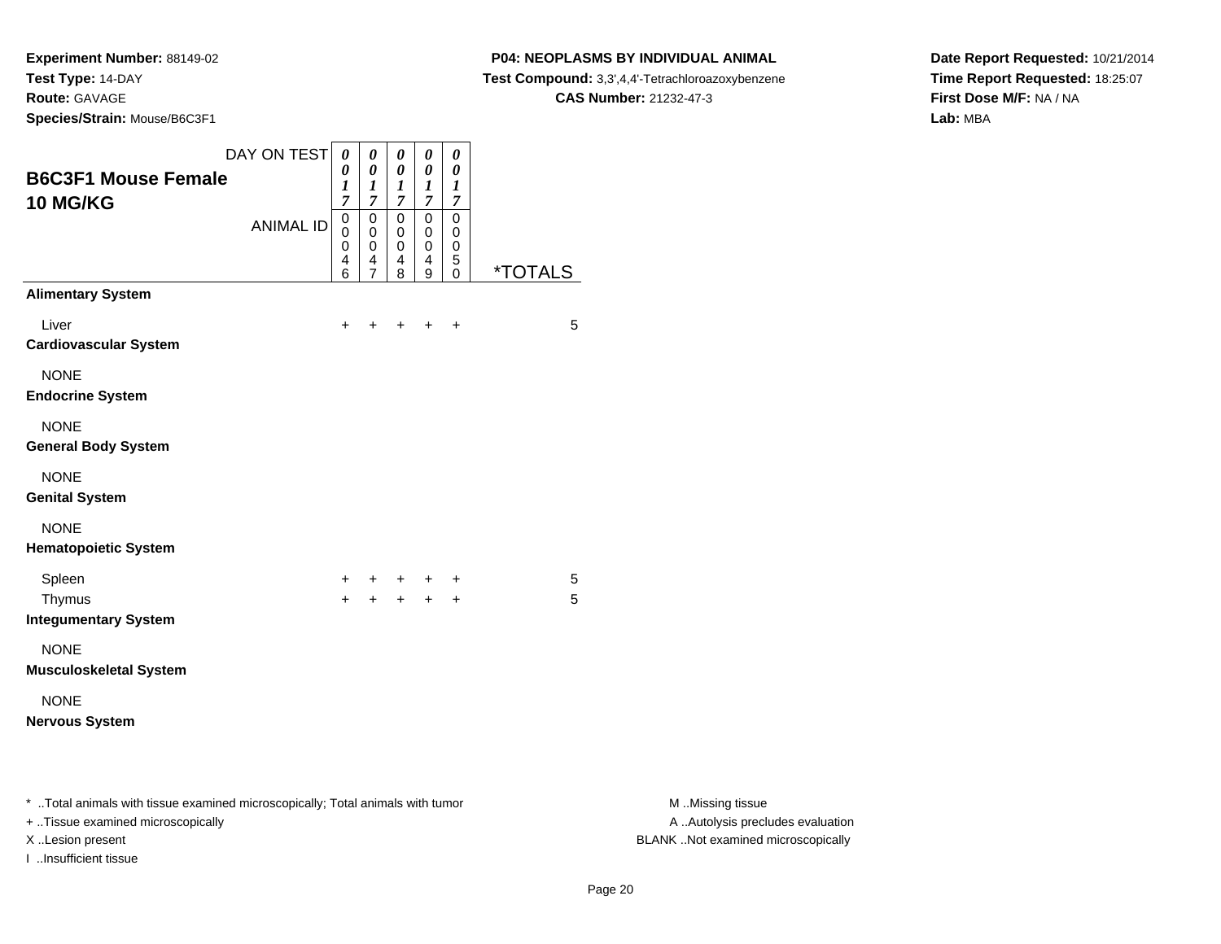**Experiment Number:** 88149-02
**Test Type:** 14-DAY
**Route:** GAVAGE
**Species/Strain:** Mouse/B6C3F1

**P04: NEOPLASMS BY INDIVIDUAL ANIMAL**
**Test Compound:** 3,3',4,4'-Tetrachloroazoxybenzene
**CAS Number:** 21232-47-3

**Date Report Requested:** 10/21/2014
**Time Report Requested:** 18:25:07
**First Dose M/F:** NA / NA
**Lab:** MBA

## B6C3F1 Mouse Female 10 MG/KG

| DAY ON TEST | 0017 | 0017 | 0017 | 0017 | 0017 | |
|---|---|---|---|---|---|---|
| ANIMAL ID | 00046 | 00047 | 00048 | 00049 | 00050 | *TOTALS |
| **Alimentary System** | | | | | | |
| Liver | + | + | + | + | + | 5 |
| **Cardiovascular System** | | | | | | |
| NONE | | | | | | |
| **Endocrine System** | | | | | | |
| NONE | | | | | | |
| **General Body System** | | | | | | |
| NONE | | | | | | |
| **Genital System** | | | | | | |
| NONE | | | | | | |
| **Hematopoietic System** | | | | | | |
| Spleen | + | + | + | + | + | 5 |
| Thymus | + | + | + | + | + | 5 |
| **Integumentary System** | | | | | | |
| NONE | | | | | | |
| **Musculoskeletal System** | | | | | | |
| NONE | | | | | | |
| **Nervous System** | | | | | | |

* ..Total animals with tissue examined microscopically; Total animals with tumor
+ ..Tissue examined microscopically
X ..Lesion present
I ..Insufficient tissue

M ..Missing tissue
A ..Autolysis precludes evaluation
BLANK ..Not examined microscopically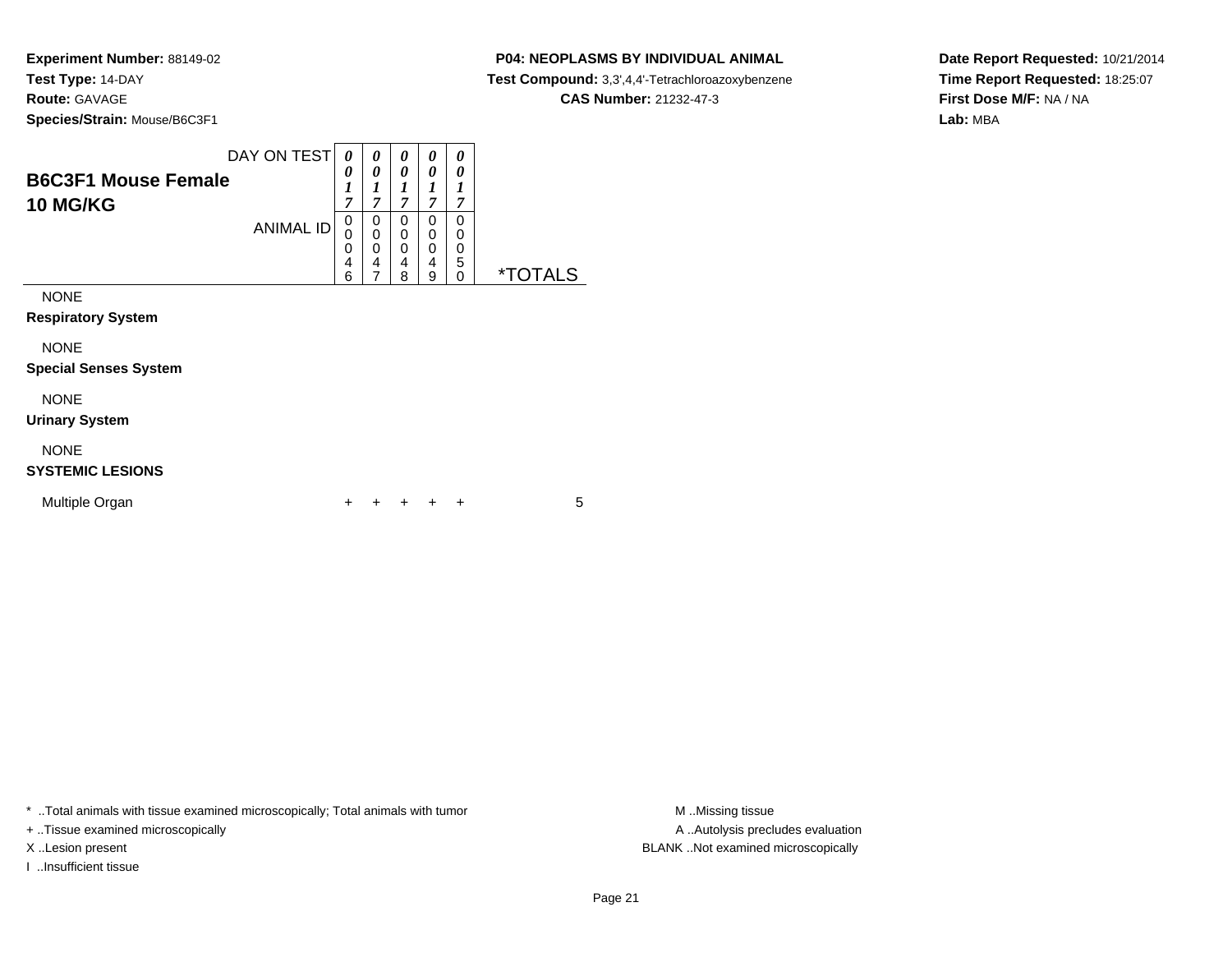**Experiment Number:** 88149-02
**Test Type:** 14-DAY
**Route:** GAVAGE
**Species/Strain:** Mouse/B6C3F1

**P04: NEOPLASMS BY INDIVIDUAL ANIMAL**
**Test Compound:** 3,3',4,4'-Tetrachloroazoxybenzene
**CAS Number:** 21232-47-3

**Date Report Requested:** 10/21/2014
**Time Report Requested:** 18:25:07
**First Dose M/F:** NA / NA
**Lab:** MBA

## B6C3F1 Mouse Female
## 10 MG/KG

| DAY ON TEST | 0017 | 0017 | 0017 | 0017 | 0017 | |
|---|---|---|---|---|---|---|
| ANIMAL ID | 00046 | 00047 | 00048 | 00049 | 00050 | *TOTALS |
| NONE | | | | | | |
| **Respiratory System** | | | | | | |
| NONE | | | | | | |
| **Special Senses System** | | | | | | |
| NONE | | | | | | |
| **Urinary System** | | | | | | |
| NONE | | | | | | |
| **SYSTEMIC LESIONS** | | | | | | |
| Multiple Organ | + | + | + | + | + | 5 |

* ..Total animals with tissue examined microscopically; Total animals with tumor
+ ..Tissue examined microscopically
X ..Lesion present
I ..Insufficient tissue

M ..Missing tissue
A ..Autolysis precludes evaluation
BLANK ..Not examined microscopically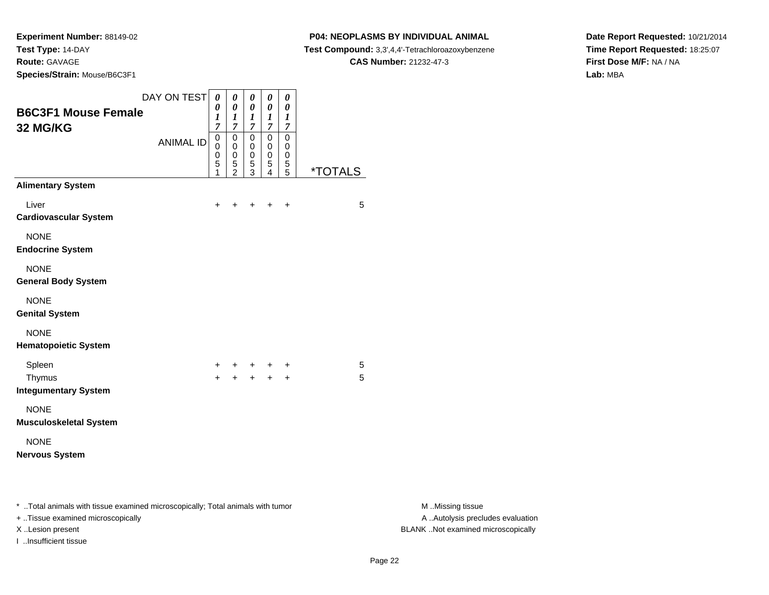**Experiment Number:** 88149-02
**Test Type:** 14-DAY
**Route:** GAVAGE
**Species/Strain:** Mouse/B6C3F1

**P04: NEOPLASMS BY INDIVIDUAL ANIMAL**
**Test Compound:** 3,3',4,4'-Tetrachloroazoxybenzene
**CAS Number:** 21232-47-3

**Date Report Requested:** 10/21/2014
**Time Report Requested:** 18:25:07
**First Dose M/F:** NA / NA
**Lab:** MBA

## B6C3F1 Mouse Female
## 32 MG/KG

| DAY ON TEST | 0017 | 0017 | 0017 | 0017 | 0017 | |
|---|---|---|---|---|---|---|
| ANIMAL ID | 00051 | 00052 | 00053 | 00054 | 00055 | *TOTALS |
| **Alimentary System** | | | | | | |
| Liver | + | + | + | + | + | 5 |
| **Cardiovascular System** | | | | | | |
| NONE | | | | | | |
| **Endocrine System** | | | | | | |
| NONE | | | | | | |
| **General Body System** | | | | | | |
| NONE | | | | | | |
| **Genital System** | | | | | | |
| NONE | | | | | | |
| **Hematopoietic System** | | | | | | |
| Spleen | + | + | + | + | + | 5 |
| Thymus | + | + | + | + | + | 5 |
| **Integumentary System** | | | | | | |
| NONE | | | | | | |
| **Musculoskeletal System** | | | | | | |
| NONE | | | | | | |
| **Nervous System** | | | | | | |

* ..Total animals with tissue examined microscopically; Total animals with tumor
+ ..Tissue examined microscopically
X ..Lesion present
I ..Insufficient tissue

M ..Missing tissue
A ..Autolysis precludes evaluation
BLANK ..Not examined microscopically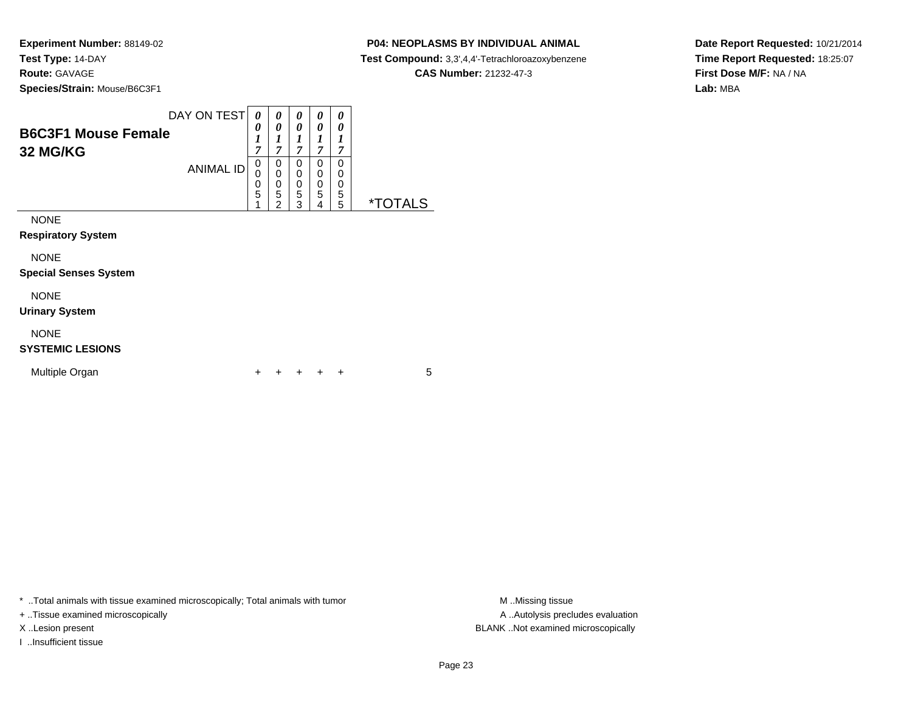**Experiment Number:** 88149-02
**Test Type:** 14-DAY
**Route:** GAVAGE
**Species/Strain:** Mouse/B6C3F1

**P04: NEOPLASMS BY INDIVIDUAL ANIMAL**
**Test Compound:** 3,3',4,4'-Tetrachloroazoxybenzene
**CAS Number:** 21232-47-3

**Date Report Requested:** 10/21/2014
**Time Report Requested:** 18:25:07
**First Dose M/F:** NA / NA
**Lab:** MBA

## B6C3F1 Mouse Female
## 32 MG/KG

| DAY ON TEST | 0017 | 0017 | 0017 | 0017 | 0017 | |
|---|---|---|---|---|---|---|
| ANIMAL ID | 00051 | 00052 | 00053 | 00054 | 00055 | *TOTALS |
| NONE | | | | | | |
| **Respiratory System** | | | | | | |
| NONE | | | | | | |
| **Special Senses System** | | | | | | |
| NONE | | | | | | |
| **Urinary System** | | | | | | |
| NONE | | | | | | |
| **SYSTEMIC LESIONS** | | | | | | |
| Multiple Organ | + | + | + | + | + | 5 |

* ..Total animals with tissue examined microscopically; Total animals with tumor
+ ..Tissue examined microscopically
X ..Lesion present
I ..Insufficient tissue

M ..Missing tissue
A ..Autolysis precludes evaluation
BLANK ..Not examined microscopically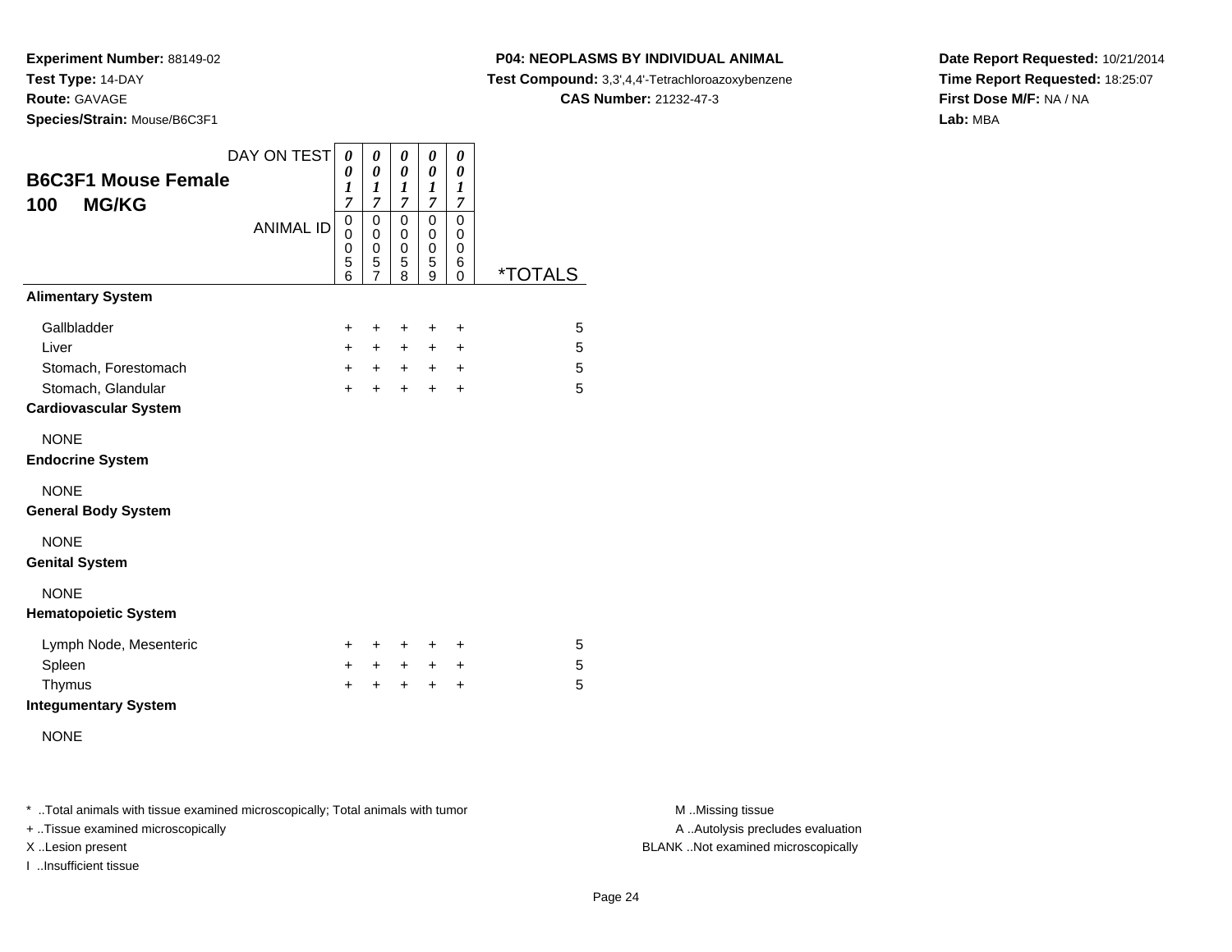**Experiment Number:** 88149-02
**Test Type:** 14-DAY
**Route:** GAVAGE
**Species/Strain:** Mouse/B6C3F1

**P04: NEOPLASMS BY INDIVIDUAL ANIMAL**
**Test Compound:** 3,3',4,4'-Tetrachloroazoxybenzene
**CAS Number:** 21232-47-3

**Date Report Requested:** 10/21/2014
**Time Report Requested:** 18:25:07
**First Dose M/F:** NA / NA
**Lab:** MBA

| B6C3F1 Mouse Female 100 MG/KG | | | | | | |
|---|---|---|---|---|---|---|
| DAY ON TEST | 0017 | 0017 | 0017 | 0017 | 0017 | |
| ANIMAL ID | 00056 | 00057 | 00058 | 00059 | 00060 | *TOTALS |
| **Alimentary System** | | | | | | |
| Gallbladder | + | + | + | + | + | 5 |
| Liver | + | + | + | + | + | 5 |
| Stomach, Forestomach | + | + | + | + | + | 5 |
| Stomach, Glandular | + | + | + | + | + | 5 |
| **Cardiovascular System** | | | | | | |
| NONE | | | | | | |
| **Endocrine System** | | | | | | |
| NONE | | | | | | |
| **General Body System** | | | | | | |
| NONE | | | | | | |
| **Genital System** | | | | | | |
| NONE | | | | | | |
| **Hematopoietic System** | | | | | | |
| Lymph Node, Mesenteric | + | + | + | + | + | 5 |
| Spleen | + | + | + | + | + | 5 |
| Thymus | + | + | + | + | + | 5 |
| **Integumentary System** | | | | | | |
| NONE | | | | | | |

* ..Total animals with tissue examined microscopically; Total animals with tumor
+ ..Tissue examined microscopically
X ..Lesion present
I ..Insufficient tissue

M ..Missing tissue
A ..Autolysis precludes evaluation
BLANK ..Not examined microscopically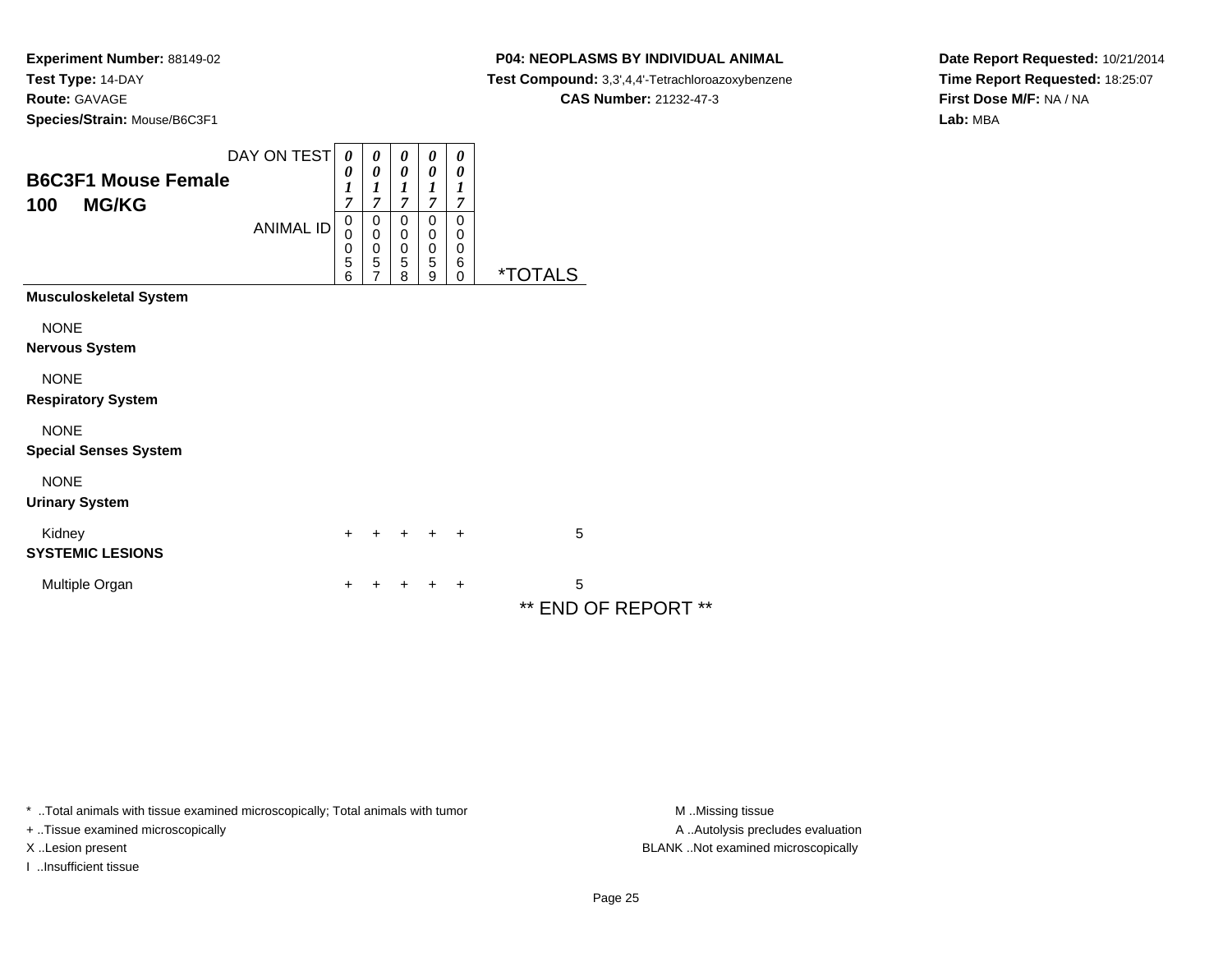**Experiment Number:** 88149-02
**Test Type:** 14-DAY
**Route:** GAVAGE
**Species/Strain:** Mouse/B6C3F1

**P04: NEOPLASMS BY INDIVIDUAL ANIMAL**
**Test Compound:** 3,3',4,4'-Tetrachloroazoxybenzene
**CAS Number:** 21232-47-3

**Date Report Requested:** 10/21/2014
**Time Report Requested:** 18:25:07
**First Dose M/F:** NA / NA
**Lab:** MBA

## B6C3F1 Mouse Female
## 100 MG/KG

| DAY ON TEST | 0017 | 0017 | 0017 | 0017 | 0017 | |
|---|---|---|---|---|---|---|
| ANIMAL ID | 00056 | 00057 | 00058 | 00059 | 00060 | *TOTALS |
| **Musculoskeletal System** | | | | | | |
| NONE | | | | | | |
| **Nervous System** | | | | | | |
| NONE | | | | | | |
| **Respiratory System** | | | | | | |
| NONE | | | | | | |
| **Special Senses System** | | | | | | |
| NONE | | | | | | |
| **Urinary System** | | | | | | |
| Kidney | + | + | + | + | + | 5 |
| **SYSTEMIC LESIONS** | | | | | | |
| Multiple Organ | + | + | + | + | + | 5 |

** END OF REPORT **

* ..Total animals with tissue examined microscopically; Total animals with tumor
+ ..Tissue examined microscopically
X ..Lesion present
I ..Insufficient tissue

M ..Missing tissue
A ..Autolysis precludes evaluation
BLANK ..Not examined microscopically